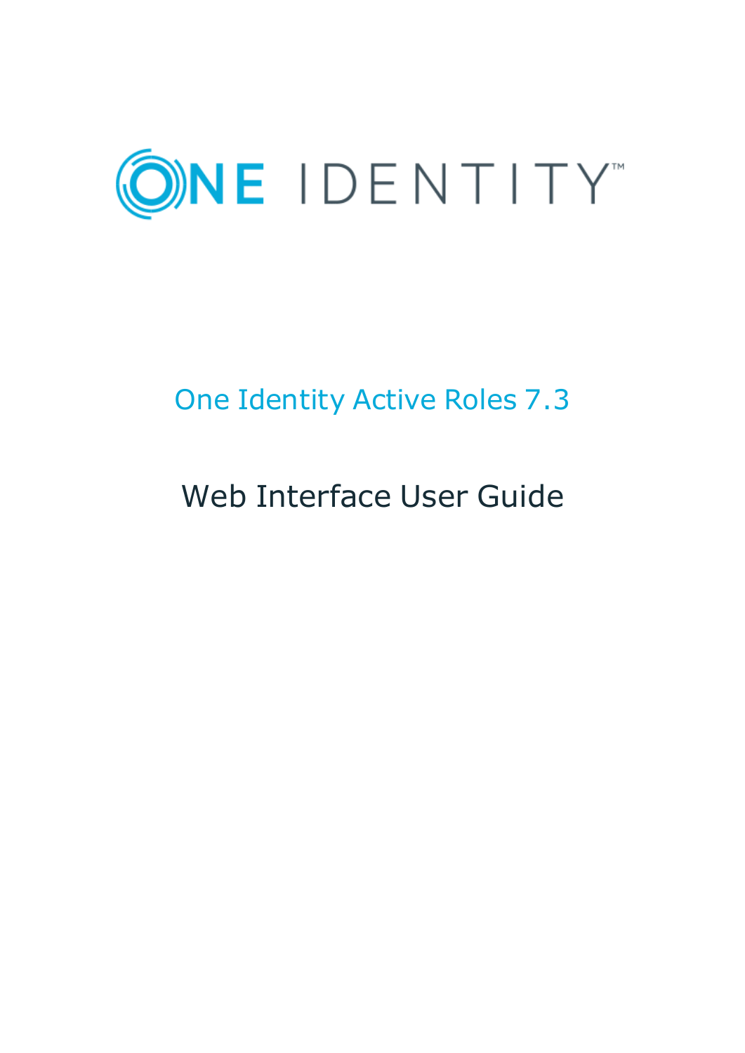ONE IDENTITY™

# One Identity Active Roles 7.3

## Web Interface User Guide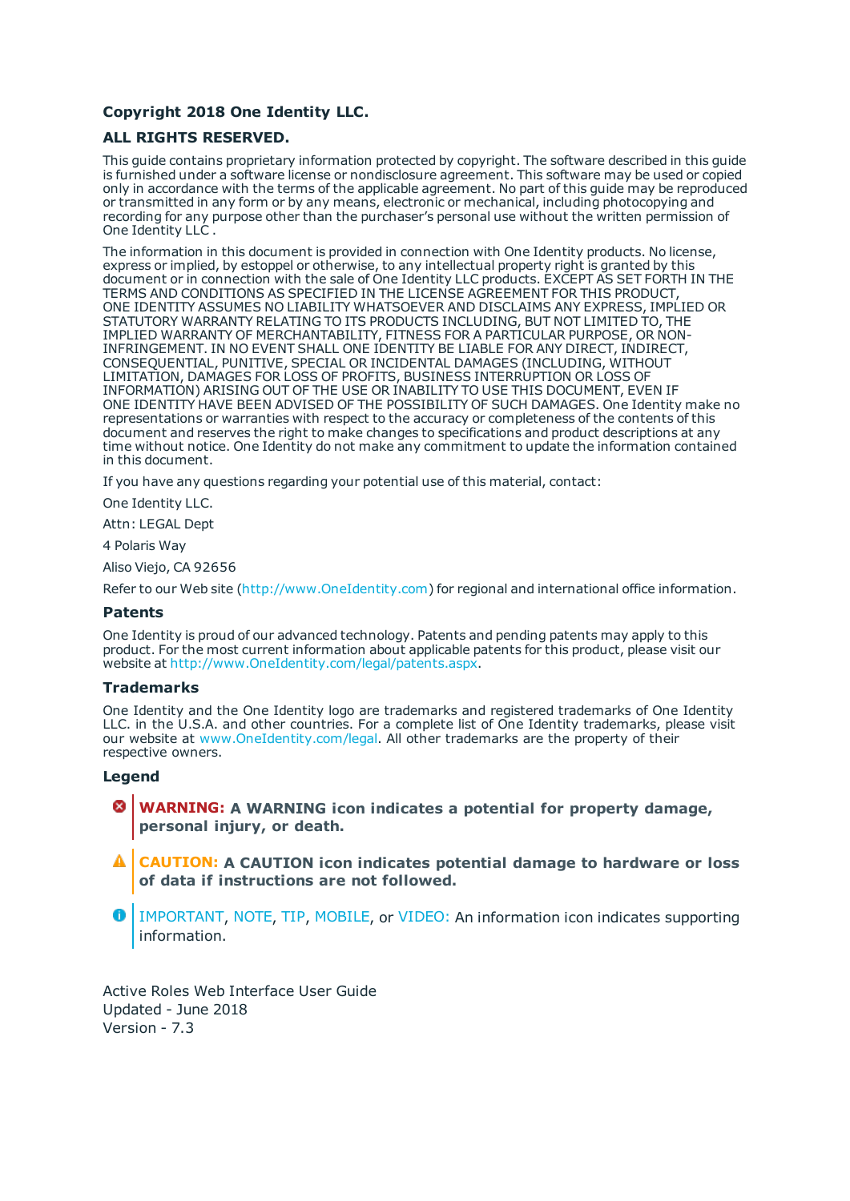**Copyright 2018 One Identity LLC.**

**ALL RIGHTS RESERVED.**

This guide contains proprietary information protected by copyright. The software described in this guide is furnished under a software license or nondisclosure agreement. This software may be used or copied only in accordance with the terms of the applicable agreement. No part of this guide may be reproduced or transmitted in any form or by any means, electronic or mechanical, including photocopying and recording for any purpose other than the purchaser's personal use without the written permission of One Identity LLC .

The information in this document is provided in connection with One Identity products. No license, express or implied, by estoppel or otherwise, to any intellectual property right is granted by this document or in connection with the sale of One Identity LLC products. EXCEPT AS SET FORTH IN THE TERMS AND CONDITIONS AS SPECIFIED IN THE LICENSE AGREEMENT FOR THIS PRODUCT, ONE IDENTITY ASSUMES NO LIABILITY WHATSOEVER AND DISCLAIMS ANY EXPRESS, IMPLIED OR STATUTORY WARRANTY RELATING TO ITS PRODUCTS INCLUDING, BUT NOT LIMITED TO, THE IMPLIED WARRANTY OF MERCHANTABILITY, FITNESS FOR A PARTICULAR PURPOSE, OR NON-INFRINGEMENT. IN NO EVENT SHALL ONE IDENTITY BE LIABLE FOR ANY DIRECT, INDIRECT, CONSEQUENTIAL, PUNITIVE, SPECIAL OR INCIDENTAL DAMAGES (INCLUDING, WITHOUT LIMITATION, DAMAGES FOR LOSS OF PROFITS, BUSINESS INTERRUPTION OR LOSS OF INFORMATION) ARISING OUT OF THE USE OR INABILITY TO USE THIS DOCUMENT, EVEN IF ONE IDENTITY HAVE BEEN ADVISED OF THE POSSIBILITY OF SUCH DAMAGES. One Identity make no representations or warranties with respect to the accuracy or completeness of the contents of this document and reserves the right to make changes to specifications and product descriptions at any time without notice. One Identity do not make any commitment to update the information contained in this document.

If you have any questions regarding your potential use of this material, contact:

One Identity LLC.

Attn: LEGAL Dept

4 Polaris Way

Aliso Viejo, CA 92656

Refer to our Web site (http://www.OneIdentity.com) for regional and international office information.

### Patents

One Identity is proud of our advanced technology. Patents and pending patents may apply to this product. For the most current information about applicable patents for this product, please visit our website at http://www.OneIdentity.com/legal/patents.aspx.

### Trademarks

One Identity and the One Identity logo are trademarks and registered trademarks of One Identity LLC. in the U.S.A. and other countries. For a complete list of One Identity trademarks, please visit our website at www.OneIdentity.com/legal. All other trademarks are the property of their respective owners.

### Legend

**WARNING: A WARNING icon indicates a potential for property damage, personal injury, or death.**

**CAUTION: A CAUTION icon indicates potential damage to hardware or loss of data if instructions are not followed.**

IMPORTANT, NOTE, TIP, MOBILE, or VIDEO: An information icon indicates supporting information.

Active Roles Web Interface User Guide
Updated - June 2018
Version - 7.3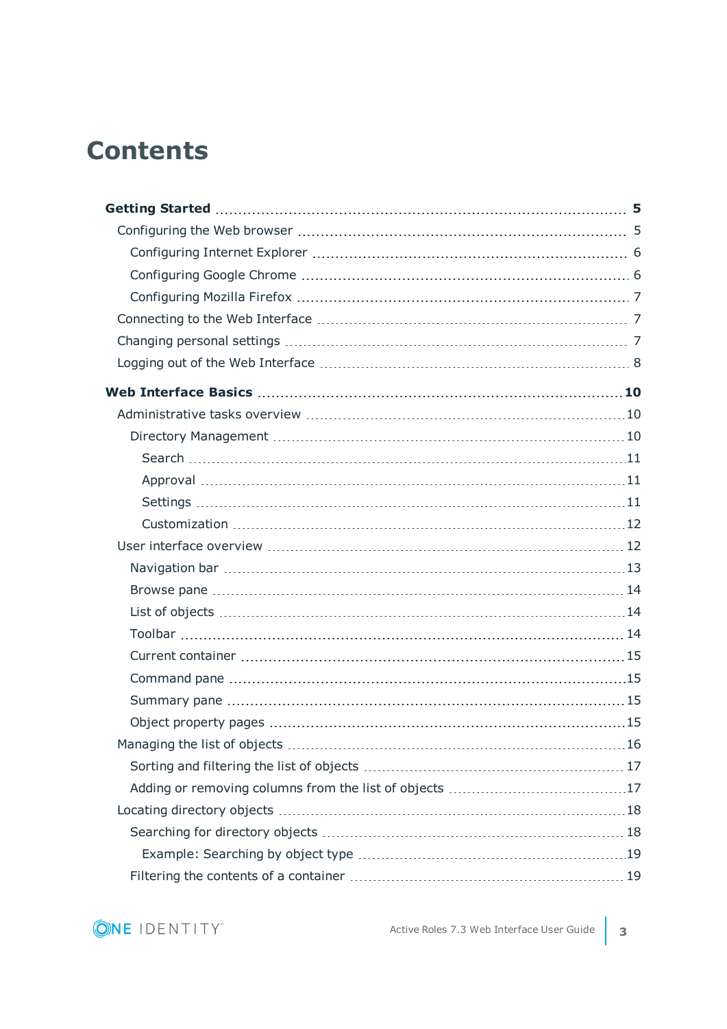# Contents

**Getting Started** ... **5**

- Configuring the Web browser ... 5
  - Configuring Internet Explorer ... 6
  - Configuring Google Chrome ... 6
  - Configuring Mozilla Firefox ... 7
- Connecting to the Web Interface ... 7
- Changing personal settings ... 7
- Logging out of the Web Interface ... 8

**Web Interface Basics** ... **10**

- Administrative tasks overview ... 10
  - Directory Management ... 10
    - Search ... 11
    - Approval ... 11
    - Settings ... 11
    - Customization ... 12
- User interface overview ... 12
  - Navigation bar ... 13
  - Browse pane ... 14
  - List of objects ... 14
  - Toolbar ... 14
  - Current container ... 15
  - Command pane ... 15
  - Summary pane ... 15
  - Object property pages ... 15
- Managing the list of objects ... 16
  - Sorting and filtering the list of objects ... 17
  - Adding or removing columns from the list of objects ... 17
- Locating directory objects ... 18
  - Searching for directory objects ... 18
    - Example: Searching by object type ... 19
  - Filtering the contents of a container ... 19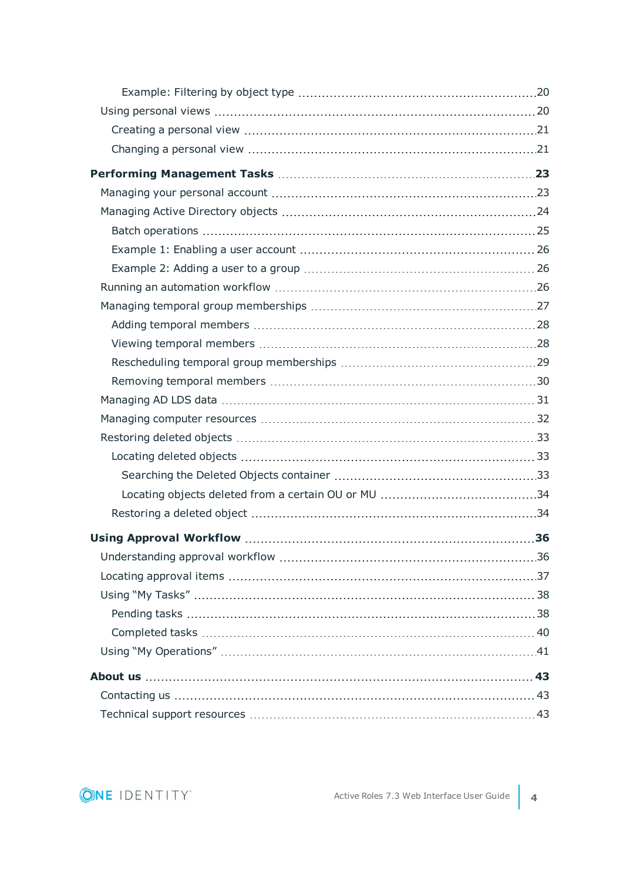- Example: Filtering by object type 20
- Using personal views 20
  - Creating a personal view 21
  - Changing a personal view 21

**Performing Management Tasks 23**

- Managing your personal account 23
- Managing Active Directory objects 24
  - Batch operations 25
  - Example 1: Enabling a user account 26
  - Example 2: Adding a user to a group 26
- Running an automation workflow 26
- Managing temporal group memberships 27
  - Adding temporal members 28
  - Viewing temporal members 28
  - Rescheduling temporal group memberships 29
  - Removing temporal members 30
- Managing AD LDS data 31
- Managing computer resources 32
- Restoring deleted objects 33
  - Locating deleted objects 33
    - Searching the Deleted Objects container 33
    - Locating objects deleted from a certain OU or MU 34
  - Restoring a deleted object 34

**Using Approval Workflow 36**

- Understanding approval workflow 36
- Locating approval items 37
- Using “My Tasks” 38
  - Pending tasks 38
  - Completed tasks 40
- Using “My Operations” 41

**About us 43**

- Contacting us 43
- Technical support resources 43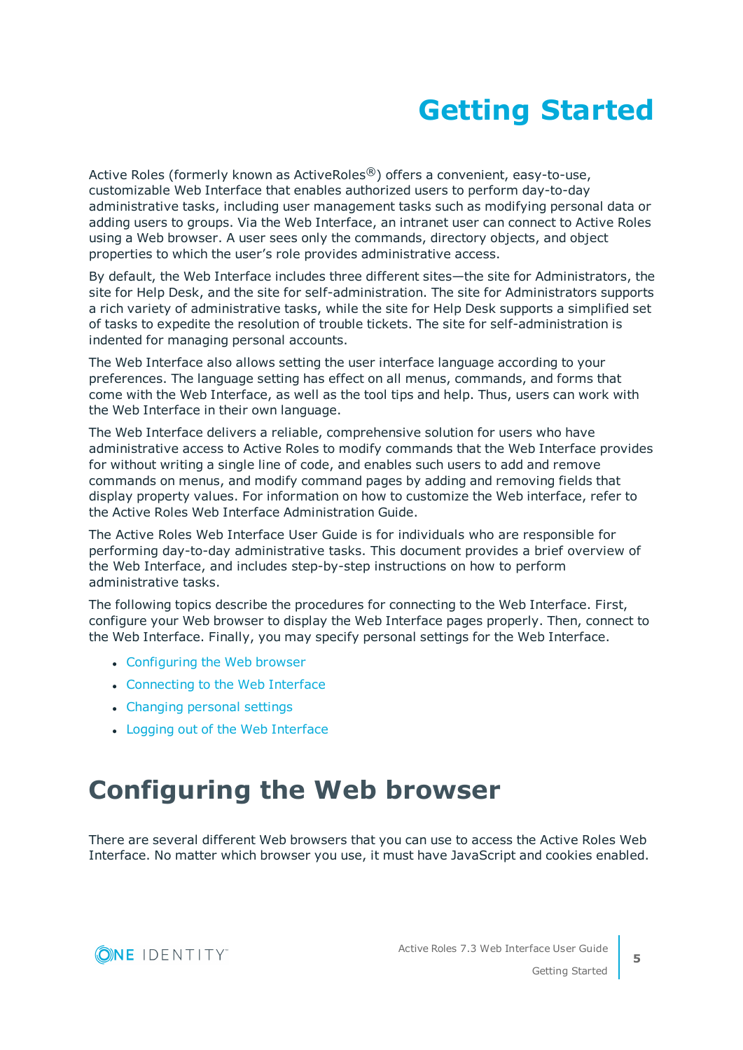# Getting Started

Active Roles (formerly known as ActiveRoles®) offers a convenient, easy-to-use, customizable Web Interface that enables authorized users to perform day-to-day administrative tasks, including user management tasks such as modifying personal data or adding users to groups. Via the Web Interface, an intranet user can connect to Active Roles using a Web browser. A user sees only the commands, directory objects, and object properties to which the user's role provides administrative access.

By default, the Web Interface includes three different sites—the site for Administrators, the site for Help Desk, and the site for self-administration. The site for Administrators supports a rich variety of administrative tasks, while the site for Help Desk supports a simplified set of tasks to expedite the resolution of trouble tickets. The site for self-administration is indented for managing personal accounts.

The Web Interface also allows setting the user interface language according to your preferences. The language setting has effect on all menus, commands, and forms that come with the Web Interface, as well as the tool tips and help. Thus, users can work with the Web Interface in their own language.

The Web Interface delivers a reliable, comprehensive solution for users who have administrative access to Active Roles to modify commands that the Web Interface provides for without writing a single line of code, and enables such users to add and remove commands on menus, and modify command pages by adding and removing fields that display property values. For information on how to customize the Web interface, refer to the Active Roles Web Interface Administration Guide.

The Active Roles Web Interface User Guide is for individuals who are responsible for performing day-to-day administrative tasks. This document provides a brief overview of the Web Interface, and includes step-by-step instructions on how to perform administrative tasks.

The following topics describe the procedures for connecting to the Web Interface. First, configure your Web browser to display the Web Interface pages properly. Then, connect to the Web Interface. Finally, you may specify personal settings for the Web Interface.

- Configuring the Web browser
- Connecting to the Web Interface
- Changing personal settings
- Logging out of the Web Interface

## Configuring the Web browser

There are several different Web browsers that you can use to access the Active Roles Web Interface. No matter which browser you use, it must have JavaScript and cookies enabled.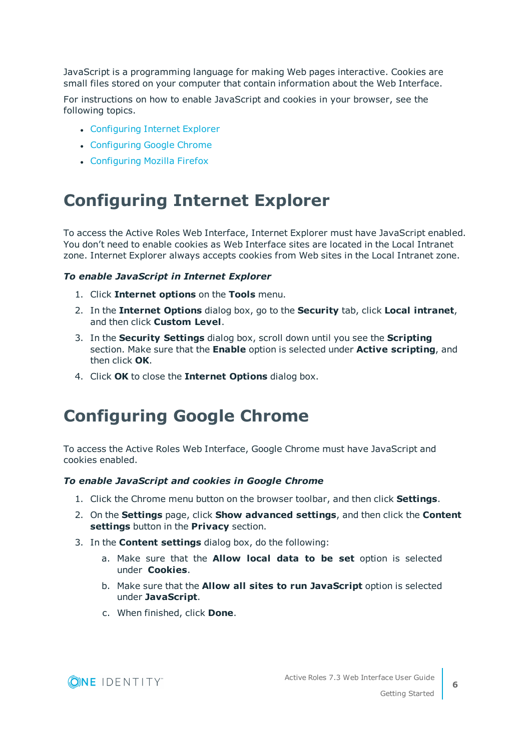JavaScript is a programming language for making Web pages interactive. Cookies are small files stored on your computer that contain information about the Web Interface.

For instructions on how to enable JavaScript and cookies in your browser, see the following topics.

- Configuring Internet Explorer
- Configuring Google Chrome
- Configuring Mozilla Firefox

# Configuring Internet Explorer

To access the Active Roles Web Interface, Internet Explorer must have JavaScript enabled. You don't need to enable cookies as Web Interface sites are located in the Local Intranet zone. Internet Explorer always accepts cookies from Web sites in the Local Intranet zone.

***To enable JavaScript in Internet Explorer***

1. Click **Internet options** on the **Tools** menu.
2. In the **Internet Options** dialog box, go to the **Security** tab, click **Local intranet**, and then click **Custom Level**.
3. In the **Security Settings** dialog box, scroll down until you see the **Scripting** section. Make sure that the **Enable** option is selected under **Active scripting**, and then click **OK**.
4. Click **OK** to close the **Internet Options** dialog box.

# Configuring Google Chrome

To access the Active Roles Web Interface, Google Chrome must have JavaScript and cookies enabled.

***To enable JavaScript and cookies in Google Chrome***

1. Click the Chrome menu button on the browser toolbar, and then click **Settings**.
2. On the **Settings** page, click **Show advanced settings**, and then click the **Content settings** button in the **Privacy** section.
3. In the **Content settings** dialog box, do the following:
   a. Make sure that the **Allow local data to be set** option is selected under **Cookies**.
   b. Make sure that the **Allow all sites to run JavaScript** option is selected under **JavaScript**.
   c. When finished, click **Done**.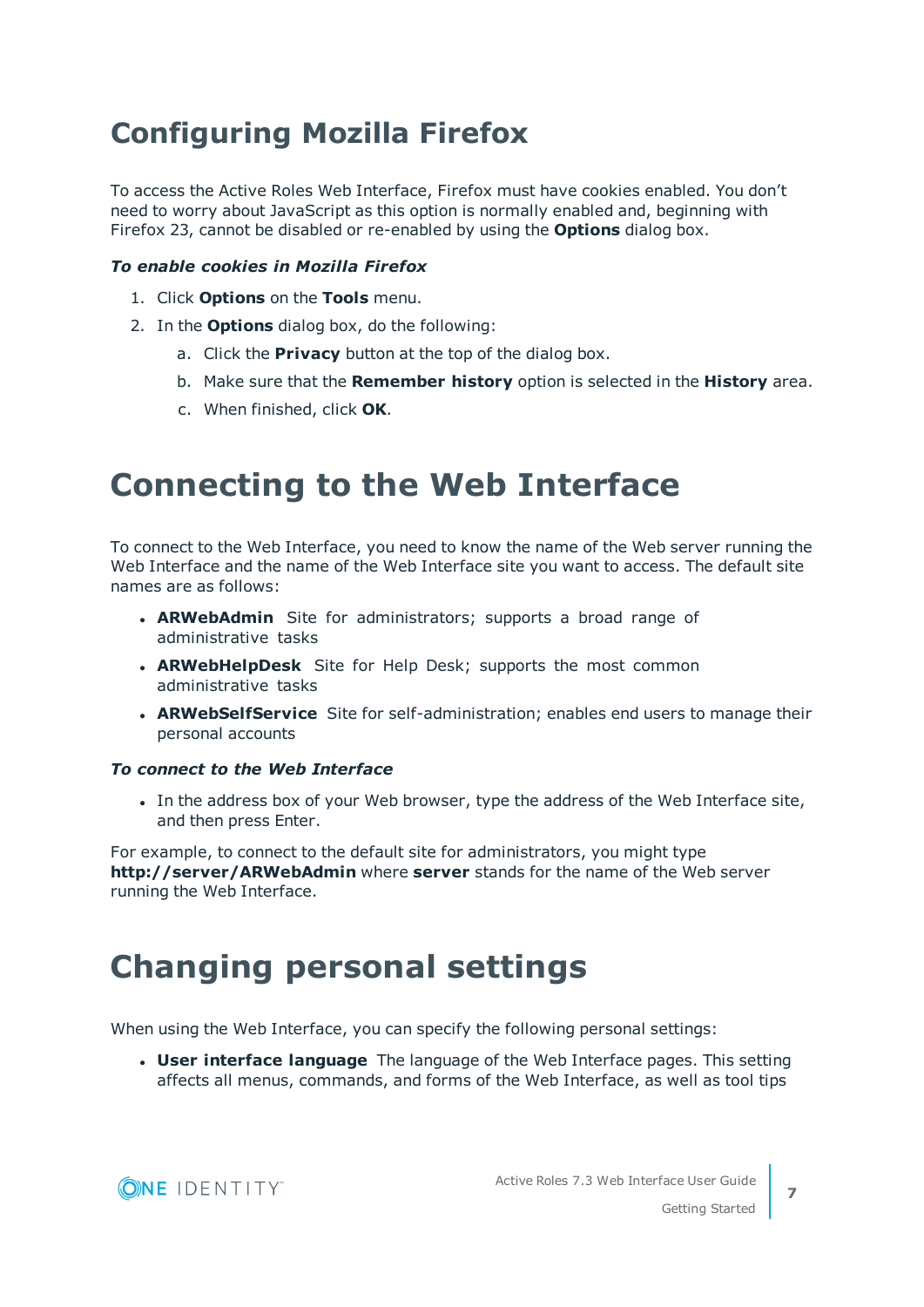# Configuring Mozilla Firefox

To access the Active Roles Web Interface, Firefox must have cookies enabled. You don't need to worry about JavaScript as this option is normally enabled and, beginning with Firefox 23, cannot be disabled or re-enabled by using the **Options** dialog box.

***To enable cookies in Mozilla Firefox***

1. Click **Options** on the **Tools** menu.
2. In the **Options** dialog box, do the following:
   a. Click the **Privacy** button at the top of the dialog box.
   b. Make sure that the **Remember history** option is selected in the **History** area.
   c. When finished, click **OK**.

# Connecting to the Web Interface

To connect to the Web Interface, you need to know the name of the Web server running the Web Interface and the name of the Web Interface site you want to access. The default site names are as follows:

- **ARWebAdmin** Site for administrators; supports a broad range of administrative tasks
- **ARWebHelpDesk** Site for Help Desk; supports the most common administrative tasks
- **ARWebSelfService** Site for self-administration; enables end users to manage their personal accounts

***To connect to the Web Interface***

- In the address box of your Web browser, type the address of the Web Interface site, and then press Enter.

For example, to connect to the default site for administrators, you might type **http://server/ARWebAdmin** where **server** stands for the name of the Web server running the Web Interface.

# Changing personal settings

When using the Web Interface, you can specify the following personal settings:

- **User interface language** The language of the Web Interface pages. This setting affects all menus, commands, and forms of the Web Interface, as well as tool tips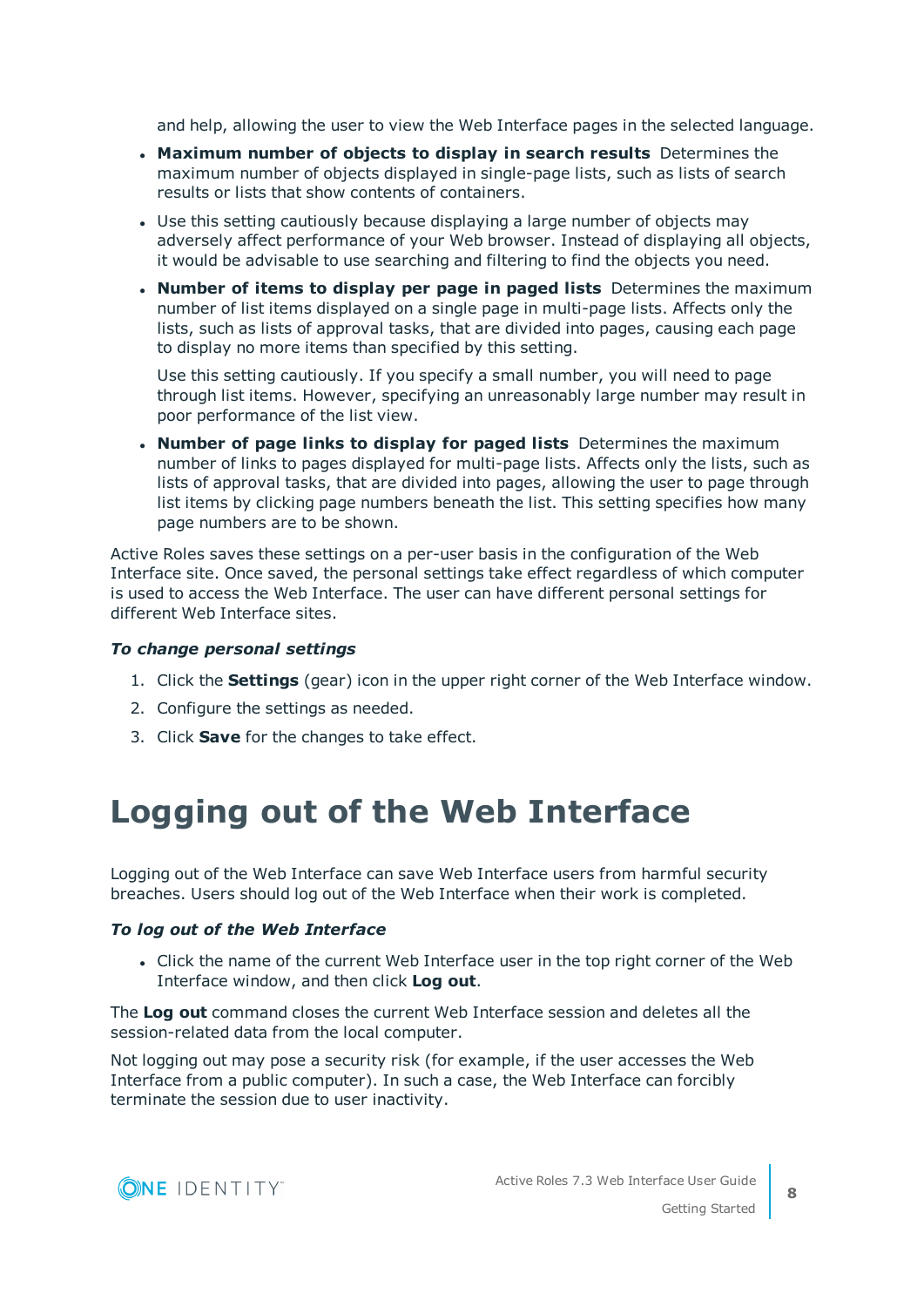and help, allowing the user to view the Web Interface pages in the selected language.

- **Maximum number of objects to display in search results** Determines the maximum number of objects displayed in single-page lists, such as lists of search results or lists that show contents of containers.
- Use this setting cautiously because displaying a large number of objects may adversely affect performance of your Web browser. Instead of displaying all objects, it would be advisable to use searching and filtering to find the objects you need.
- **Number of items to display per page in paged lists** Determines the maximum number of list items displayed on a single page in multi-page lists. Affects only the lists, such as lists of approval tasks, that are divided into pages, causing each page to display no more items than specified by this setting.

  Use this setting cautiously. If you specify a small number, you will need to page through list items. However, specifying an unreasonably large number may result in poor performance of the list view.
- **Number of page links to display for paged lists** Determines the maximum number of links to pages displayed for multi-page lists. Affects only the lists, such as lists of approval tasks, that are divided into pages, allowing the user to page through list items by clicking page numbers beneath the list. This setting specifies how many page numbers are to be shown.

Active Roles saves these settings on a per-user basis in the configuration of the Web Interface site. Once saved, the personal settings take effect regardless of which computer is used to access the Web Interface. The user can have different personal settings for different Web Interface sites.

***To change personal settings***

1. Click the **Settings** (gear) icon in the upper right corner of the Web Interface window.
2. Configure the settings as needed.
3. Click **Save** for the changes to take effect.

# Logging out of the Web Interface

Logging out of the Web Interface can save Web Interface users from harmful security breaches. Users should log out of the Web Interface when their work is completed.

***To log out of the Web Interface***

- Click the name of the current Web Interface user in the top right corner of the Web Interface window, and then click **Log out**.

The **Log out** command closes the current Web Interface session and deletes all the session-related data from the local computer.

Not logging out may pose a security risk (for example, if the user accesses the Web Interface from a public computer). In such a case, the Web Interface can forcibly terminate the session due to user inactivity.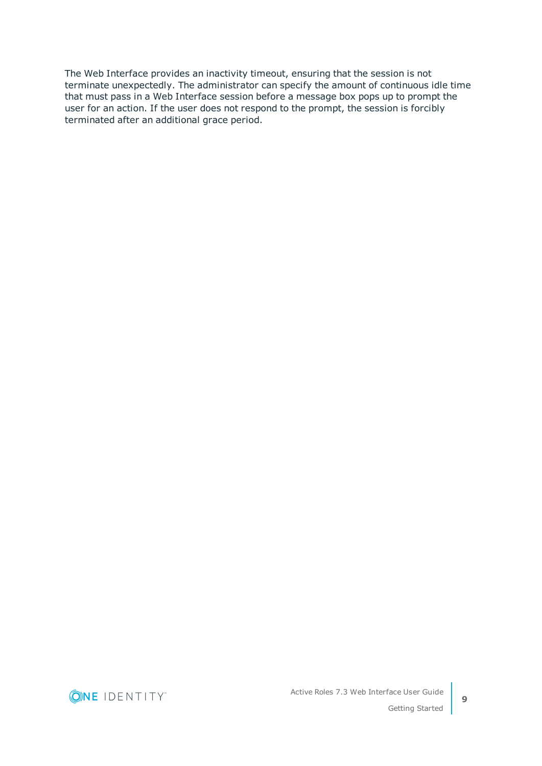The Web Interface provides an inactivity timeout, ensuring that the session is not terminate unexpectedly. The administrator can specify the amount of continuous idle time that must pass in a Web Interface session before a message box pops up to prompt the user for an action. If the user does not respond to the prompt, the session is forcibly terminated after an additional grace period.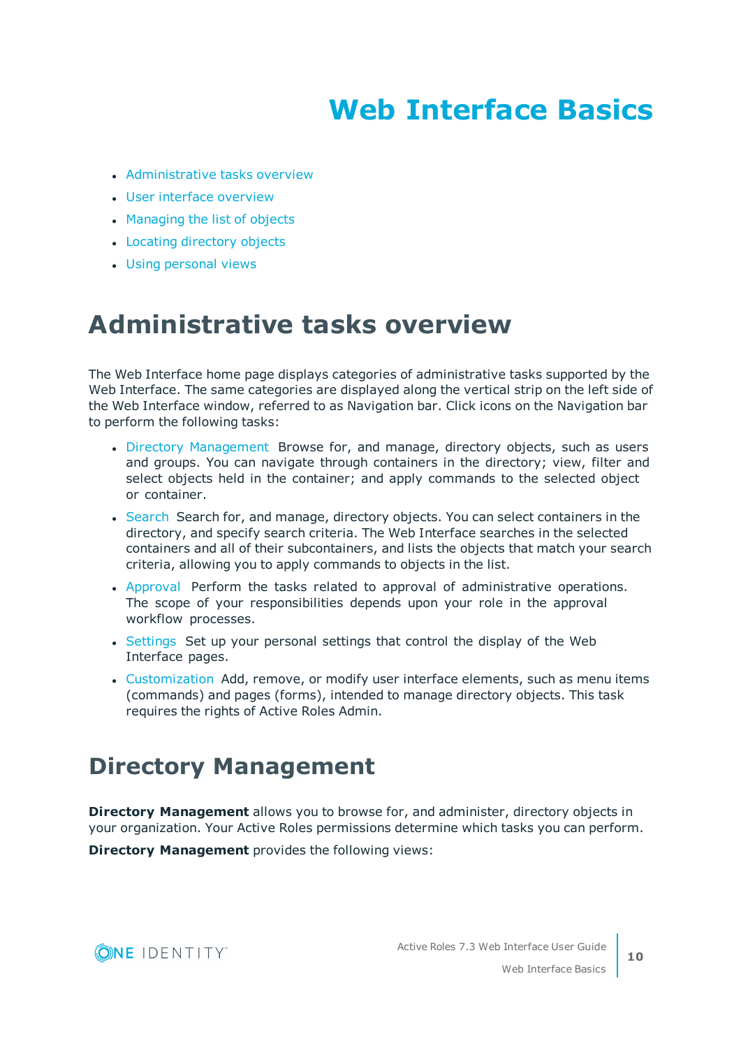# Web Interface Basics

- Administrative tasks overview
- User interface overview
- Managing the list of objects
- Locating directory objects
- Using personal views

## Administrative tasks overview

The Web Interface home page displays categories of administrative tasks supported by the Web Interface. The same categories are displayed along the vertical strip on the left side of the Web Interface window, referred to as Navigation bar. Click icons on the Navigation bar to perform the following tasks:

- Directory Management Browse for, and manage, directory objects, such as users and groups. You can navigate through containers in the directory; view, filter and select objects held in the container; and apply commands to the selected object or container.
- Search Search for, and manage, directory objects. You can select containers in the directory, and specify search criteria. The Web Interface searches in the selected containers and all of their subcontainers, and lists the objects that match your search criteria, allowing you to apply commands to objects in the list.
- Approval Perform the tasks related to approval of administrative operations. The scope of your responsibilities depends upon your role in the approval workflow processes.
- Settings Set up your personal settings that control the display of the Web Interface pages.
- Customization Add, remove, or modify user interface elements, such as menu items (commands) and pages (forms), intended to manage directory objects. This task requires the rights of Active Roles Admin.

### Directory Management

**Directory Management** allows you to browse for, and administer, directory objects in your organization. Your Active Roles permissions determine which tasks you can perform.

**Directory Management** provides the following views: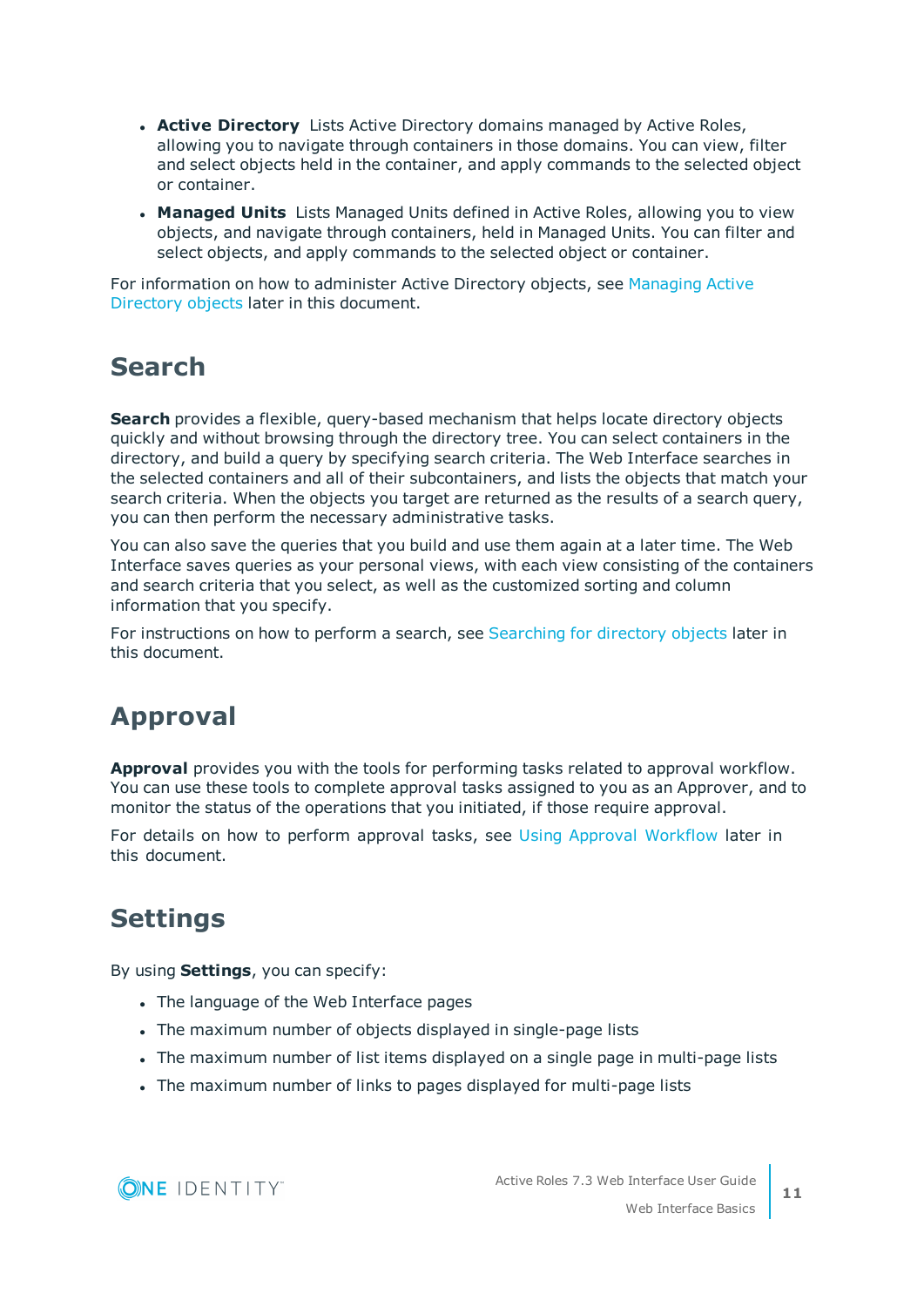- **Active Directory** Lists Active Directory domains managed by Active Roles, allowing you to navigate through containers in those domains. You can view, filter and select objects held in the container, and apply commands to the selected object or container.
- **Managed Units** Lists Managed Units defined in Active Roles, allowing you to view objects, and navigate through containers, held in Managed Units. You can filter and select objects, and apply commands to the selected object or container.

For information on how to administer Active Directory objects, see Managing Active Directory objects later in this document.

## Search

**Search** provides a flexible, query-based mechanism that helps locate directory objects quickly and without browsing through the directory tree. You can select containers in the directory, and build a query by specifying search criteria. The Web Interface searches in the selected containers and all of their subcontainers, and lists the objects that match your search criteria. When the objects you target are returned as the results of a search query, you can then perform the necessary administrative tasks.

You can also save the queries that you build and use them again at a later time. The Web Interface saves queries as your personal views, with each view consisting of the containers and search criteria that you select, as well as the customized sorting and column information that you specify.

For instructions on how to perform a search, see Searching for directory objects later in this document.

## Approval

**Approval** provides you with the tools for performing tasks related to approval workflow. You can use these tools to complete approval tasks assigned to you as an Approver, and to monitor the status of the operations that you initiated, if those require approval.

For details on how to perform approval tasks, see Using Approval Workflow later in this document.

## Settings

By using **Settings**, you can specify:

- The language of the Web Interface pages
- The maximum number of objects displayed in single-page lists
- The maximum number of list items displayed on a single page in multi-page lists
- The maximum number of links to pages displayed for multi-page lists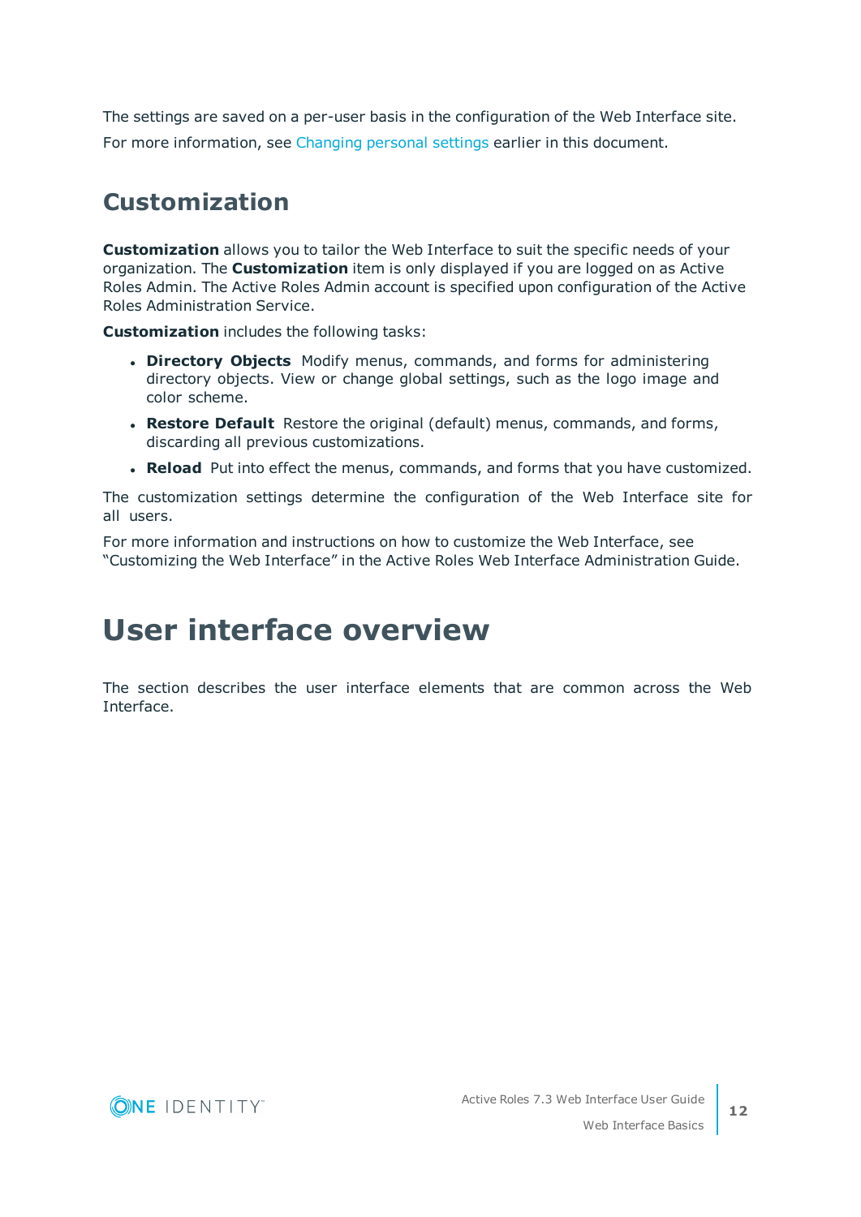The settings are saved on a per-user basis in the configuration of the Web Interface site. For more information, see Changing personal settings earlier in this document.

## Customization

**Customization** allows you to tailor the Web Interface to suit the specific needs of your organization. The **Customization** item is only displayed if you are logged on as Active Roles Admin. The Active Roles Admin account is specified upon configuration of the Active Roles Administration Service.

**Customization** includes the following tasks:

- **Directory Objects** Modify menus, commands, and forms for administering directory objects. View or change global settings, such as the logo image and color scheme.
- **Restore Default** Restore the original (default) menus, commands, and forms, discarding all previous customizations.
- **Reload** Put into effect the menus, commands, and forms that you have customized.

The customization settings determine the configuration of the Web Interface site for all users.

For more information and instructions on how to customize the Web Interface, see "Customizing the Web Interface" in the Active Roles Web Interface Administration Guide.

# User interface overview

The section describes the user interface elements that are common across the Web Interface.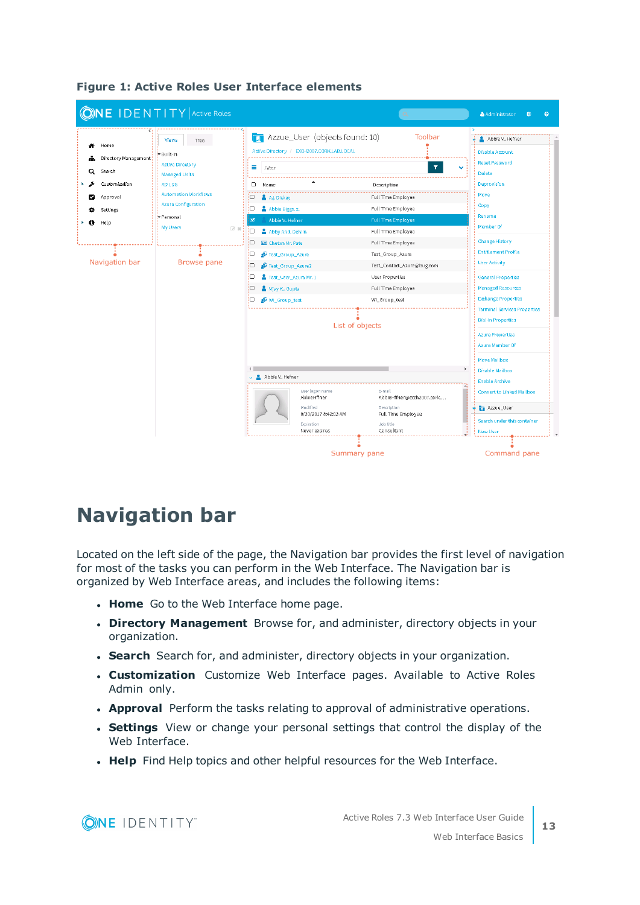**Figure 1: Active Roles User Interface elements**

# Navigation bar

Located on the left side of the page, the Navigation bar provides the first level of navigation for most of the tasks you can perform in the Web Interface. The Navigation bar is organized by Web Interface areas, and includes the following items:

- **Home** Go to the Web Interface home page.
- **Directory Management** Browse for, and administer, directory objects in your organization.
- **Search** Search for, and administer, directory objects in your organization.
- **Customization** Customize Web Interface pages. Available to Active Roles Admin only.
- **Approval** Perform the tasks relating to approval of administrative operations.
- **Settings** View or change your personal settings that control the display of the Web Interface.
- **Help** Find Help topics and other helpful resources for the Web Interface.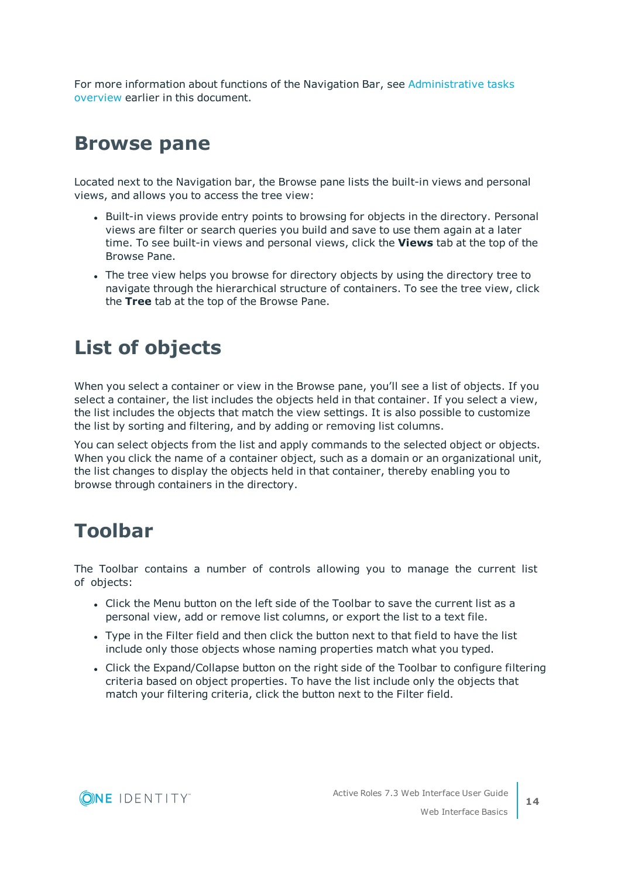For more information about functions of the Navigation Bar, see Administrative tasks overview earlier in this document.

## Browse pane

Located next to the Navigation bar, the Browse pane lists the built-in views and personal views, and allows you to access the tree view:

- Built-in views provide entry points to browsing for objects in the directory. Personal views are filter or search queries you build and save to use them again at a later time. To see built-in views and personal views, click the **Views** tab at the top of the Browse Pane.
- The tree view helps you browse for directory objects by using the directory tree to navigate through the hierarchical structure of containers. To see the tree view, click the **Tree** tab at the top of the Browse Pane.

## List of objects

When you select a container or view in the Browse pane, you'll see a list of objects. If you select a container, the list includes the objects held in that container. If you select a view, the list includes the objects that match the view settings. It is also possible to customize the list by sorting and filtering, and by adding or removing list columns.

You can select objects from the list and apply commands to the selected object or objects. When you click the name of a container object, such as a domain or an organizational unit, the list changes to display the objects held in that container, thereby enabling you to browse through containers in the directory.

## Toolbar

The Toolbar contains a number of controls allowing you to manage the current list of objects:

- Click the Menu button on the left side of the Toolbar to save the current list as a personal view, add or remove list columns, or export the list to a text file.
- Type in the Filter field and then click the button next to that field to have the list include only those objects whose naming properties match what you typed.
- Click the Expand/Collapse button on the right side of the Toolbar to configure filtering criteria based on object properties. To have the list include only the objects that match your filtering criteria, click the button next to the Filter field.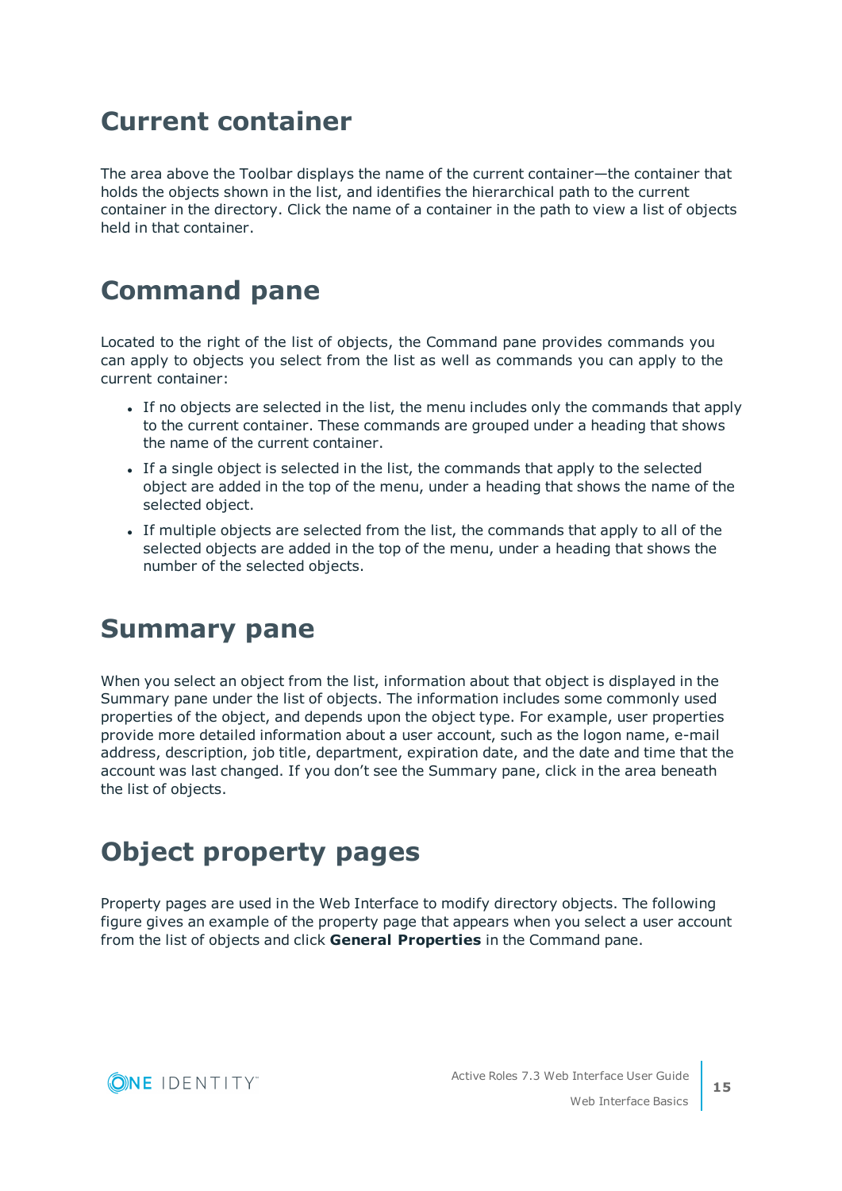# Current container

The area above the Toolbar displays the name of the current container—the container that holds the objects shown in the list, and identifies the hierarchical path to the current container in the directory. Click the name of a container in the path to view a list of objects held in that container.

# Command pane

Located to the right of the list of objects, the Command pane provides commands you can apply to objects you select from the list as well as commands you can apply to the current container:

- If no objects are selected in the list, the menu includes only the commands that apply to the current container. These commands are grouped under a heading that shows the name of the current container.
- If a single object is selected in the list, the commands that apply to the selected object are added in the top of the menu, under a heading that shows the name of the selected object.
- If multiple objects are selected from the list, the commands that apply to all of the selected objects are added in the top of the menu, under a heading that shows the number of the selected objects.

# Summary pane

When you select an object from the list, information about that object is displayed in the Summary pane under the list of objects. The information includes some commonly used properties of the object, and depends upon the object type. For example, user properties provide more detailed information about a user account, such as the logon name, e-mail address, description, job title, department, expiration date, and the date and time that the account was last changed. If you don't see the Summary pane, click in the area beneath the list of objects.

# Object property pages

Property pages are used in the Web Interface to modify directory objects. The following figure gives an example of the property page that appears when you select a user account from the list of objects and click **General Properties** in the Command pane.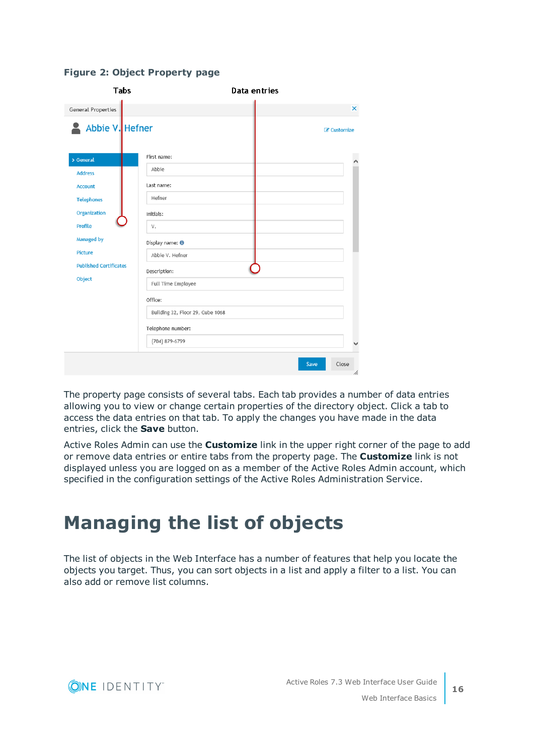**Figure 2: Object Property page**

The property page consists of several tabs. Each tab provides a number of data entries allowing you to view or change certain properties of the directory object. Click a tab to access the data entries on that tab. To apply the changes you have made in the data entries, click the **Save** button.

Active Roles Admin can use the **Customize** link in the upper right corner of the page to add or remove data entries or entire tabs from the property page. The **Customize** link is not displayed unless you are logged on as a member of the Active Roles Admin account, which specified in the configuration settings of the Active Roles Administration Service.

# Managing the list of objects

The list of objects in the Web Interface has a number of features that help you locate the objects you target. Thus, you can sort objects in a list and apply a filter to a list. You can also add or remove list columns.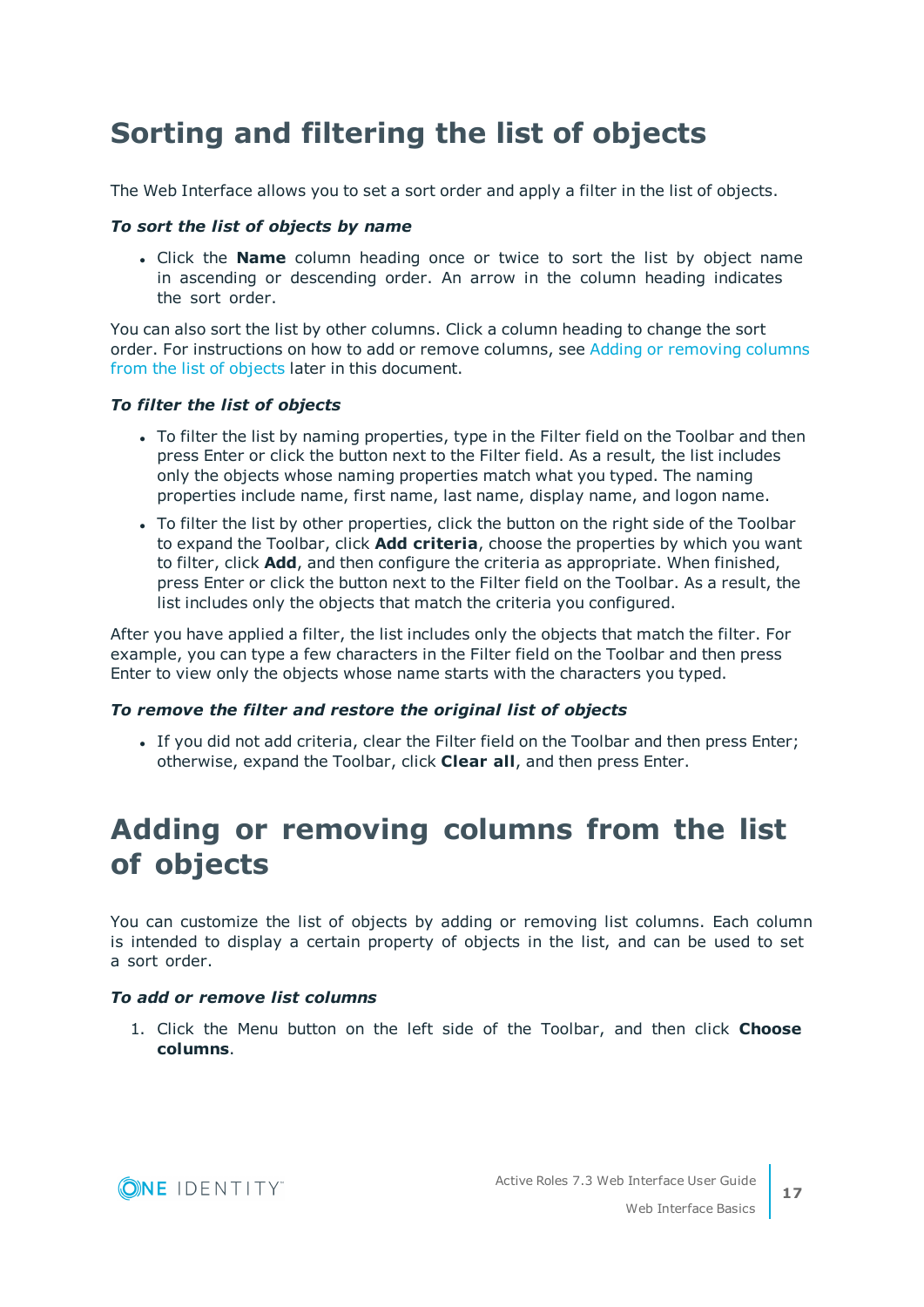# Sorting and filtering the list of objects

The Web Interface allows you to set a sort order and apply a filter in the list of objects.

***To sort the list of objects by name***

- Click the **Name** column heading once or twice to sort the list by object name in ascending or descending order. An arrow in the column heading indicates the sort order.

You can also sort the list by other columns. Click a column heading to change the sort order. For instructions on how to add or remove columns, see Adding or removing columns from the list of objects later in this document.

***To filter the list of objects***

- To filter the list by naming properties, type in the Filter field on the Toolbar and then press Enter or click the button next to the Filter field. As a result, the list includes only the objects whose naming properties match what you typed. The naming properties include name, first name, last name, display name, and logon name.
- To filter the list by other properties, click the button on the right side of the Toolbar to expand the Toolbar, click **Add criteria**, choose the properties by which you want to filter, click **Add**, and then configure the criteria as appropriate. When finished, press Enter or click the button next to the Filter field on the Toolbar. As a result, the list includes only the objects that match the criteria you configured.

After you have applied a filter, the list includes only the objects that match the filter. For example, you can type a few characters in the Filter field on the Toolbar and then press Enter to view only the objects whose name starts with the characters you typed.

***To remove the filter and restore the original list of objects***

- If you did not add criteria, clear the Filter field on the Toolbar and then press Enter; otherwise, expand the Toolbar, click **Clear all**, and then press Enter.

# Adding or removing columns from the list of objects

You can customize the list of objects by adding or removing list columns. Each column is intended to display a certain property of objects in the list, and can be used to set a sort order.

***To add or remove list columns***

1. Click the Menu button on the left side of the Toolbar, and then click **Choose columns**.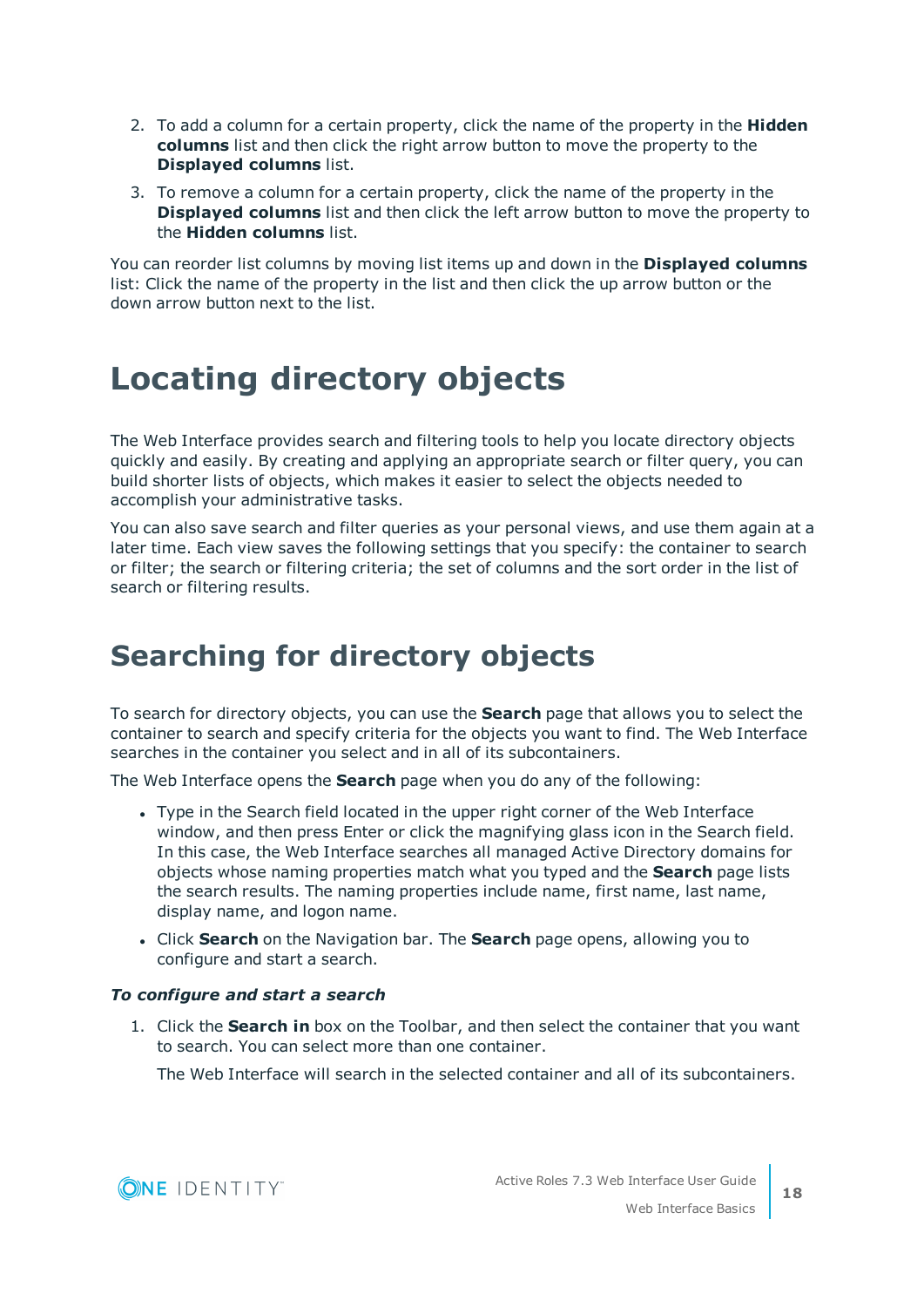2. To add a column for a certain property, click the name of the property in the **Hidden columns** list and then click the right arrow button to move the property to the **Displayed columns** list.
3. To remove a column for a certain property, click the name of the property in the **Displayed columns** list and then click the left arrow button to move the property to the **Hidden columns** list.

You can reorder list columns by moving list items up and down in the **Displayed columns** list: Click the name of the property in the list and then click the up arrow button or the down arrow button next to the list.

# Locating directory objects

The Web Interface provides search and filtering tools to help you locate directory objects quickly and easily. By creating and applying an appropriate search or filter query, you can build shorter lists of objects, which makes it easier to select the objects needed to accomplish your administrative tasks.

You can also save search and filter queries as your personal views, and use them again at a later time. Each view saves the following settings that you specify: the container to search or filter; the search or filtering criteria; the set of columns and the sort order in the list of search or filtering results.

# Searching for directory objects

To search for directory objects, you can use the **Search** page that allows you to select the container to search and specify criteria for the objects you want to find. The Web Interface searches in the container you select and in all of its subcontainers.

The Web Interface opens the **Search** page when you do any of the following:

- Type in the Search field located in the upper right corner of the Web Interface window, and then press Enter or click the magnifying glass icon in the Search field. In this case, the Web Interface searches all managed Active Directory domains for objects whose naming properties match what you typed and the **Search** page lists the search results. The naming properties include name, first name, last name, display name, and logon name.
- Click **Search** on the Navigation bar. The **Search** page opens, allowing you to configure and start a search.

***To configure and start a search***

1. Click the **Search in** box on the Toolbar, and then select the container that you want to search. You can select more than one container.

   The Web Interface will search in the selected container and all of its subcontainers.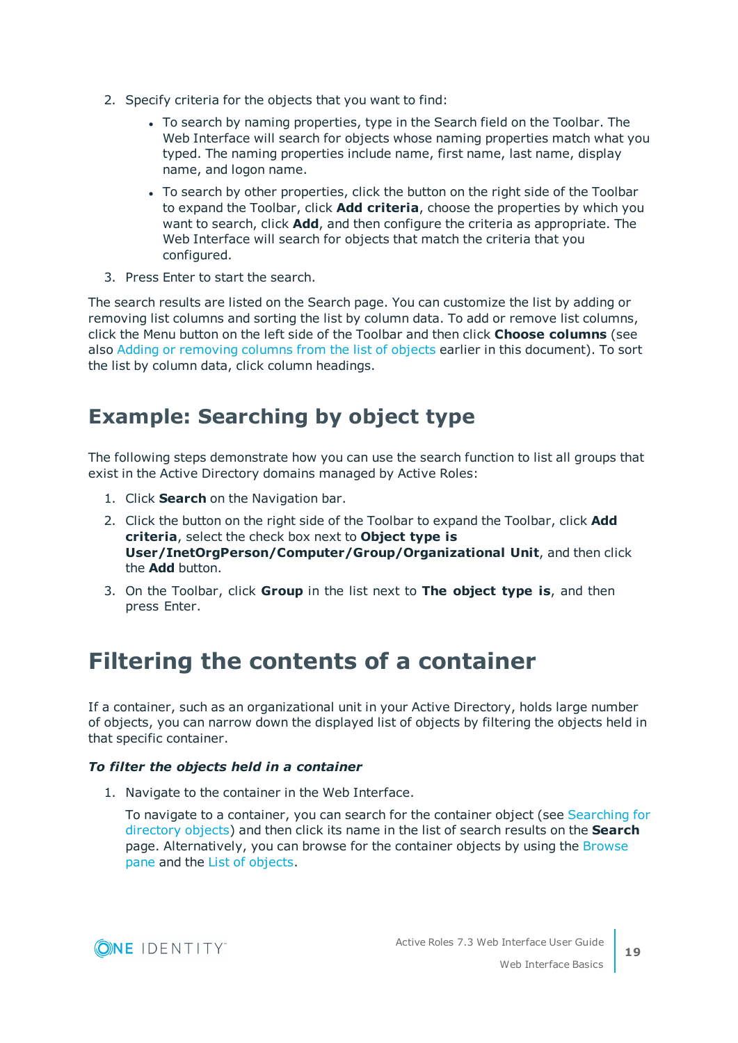2. Specify criteria for the objects that you want to find:

   - To search by naming properties, type in the Search field on the Toolbar. The Web Interface will search for objects whose naming properties match what you typed. The naming properties include name, first name, last name, display name, and logon name.
   - To search by other properties, click the button on the right side of the Toolbar to expand the Toolbar, click **Add criteria**, choose the properties by which you want to search, click **Add**, and then configure the criteria as appropriate. The Web Interface will search for objects that match the criteria that you configured.

3. Press Enter to start the search.

The search results are listed on the Search page. You can customize the list by adding or removing list columns and sorting the list by column data. To add or remove list columns, click the Menu button on the left side of the Toolbar and then click **Choose columns** (see also Adding or removing columns from the list of objects earlier in this document). To sort the list by column data, click column headings.

## Example: Searching by object type

The following steps demonstrate how you can use the search function to list all groups that exist in the Active Directory domains managed by Active Roles:

1. Click **Search** on the Navigation bar.
2. Click the button on the right side of the Toolbar to expand the Toolbar, click **Add criteria**, select the check box next to **Object type is User/InetOrgPerson/Computer/Group/Organizational Unit**, and then click the **Add** button.
3. On the Toolbar, click **Group** in the list next to **The object type is**, and then press Enter.

# Filtering the contents of a container

If a container, such as an organizational unit in your Active Directory, holds large number of objects, you can narrow down the displayed list of objects by filtering the objects held in that specific container.

***To filter the objects held in a container***

1. Navigate to the container in the Web Interface.

   To navigate to a container, you can search for the container object (see Searching for directory objects) and then click its name in the list of search results on the **Search** page. Alternatively, you can browse for the container objects by using the Browse pane and the List of objects.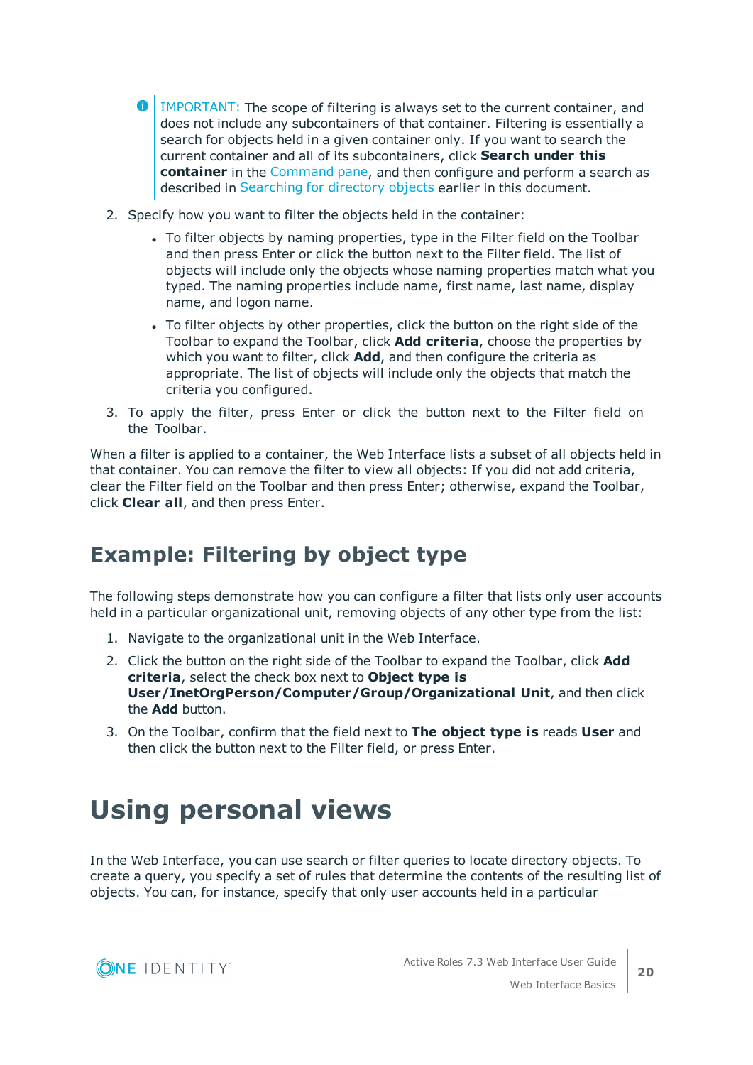> IMPORTANT: The scope of filtering is always set to the current container, and does not include any subcontainers of that container. Filtering is essentially a search for objects held in a given container only. If you want to search the current container and all of its subcontainers, click **Search under this container** in the Command pane, and then configure and perform a search as described in Searching for directory objects earlier in this document.

2. Specify how you want to filter the objects held in the container:
   - To filter objects by naming properties, type in the Filter field on the Toolbar and then press Enter or click the button next to the Filter field. The list of objects will include only the objects whose naming properties match what you typed. The naming properties include name, first name, last name, display name, and logon name.
   - To filter objects by other properties, click the button on the right side of the Toolbar to expand the Toolbar, click **Add criteria**, choose the properties by which you want to filter, click **Add**, and then configure the criteria as appropriate. The list of objects will include only the objects that match the criteria you configured.
3. To apply the filter, press Enter or click the button next to the Filter field on the Toolbar.

When a filter is applied to a container, the Web Interface lists a subset of all objects held in that container. You can remove the filter to view all objects: If you did not add criteria, clear the Filter field on the Toolbar and then press Enter; otherwise, expand the Toolbar, click **Clear all**, and then press Enter.

## Example: Filtering by object type

The following steps demonstrate how you can configure a filter that lists only user accounts held in a particular organizational unit, removing objects of any other type from the list:

1. Navigate to the organizational unit in the Web Interface.
2. Click the button on the right side of the Toolbar to expand the Toolbar, click **Add criteria**, select the check box next to **Object type is User/InetOrgPerson/Computer/Group/Organizational Unit**, and then click the **Add** button.
3. On the Toolbar, confirm that the field next to **The object type is** reads **User** and then click the button next to the Filter field, or press Enter.

# Using personal views

In the Web Interface, you can use search or filter queries to locate directory objects. To create a query, you specify a set of rules that determine the contents of the resulting list of objects. You can, for instance, specify that only user accounts held in a particular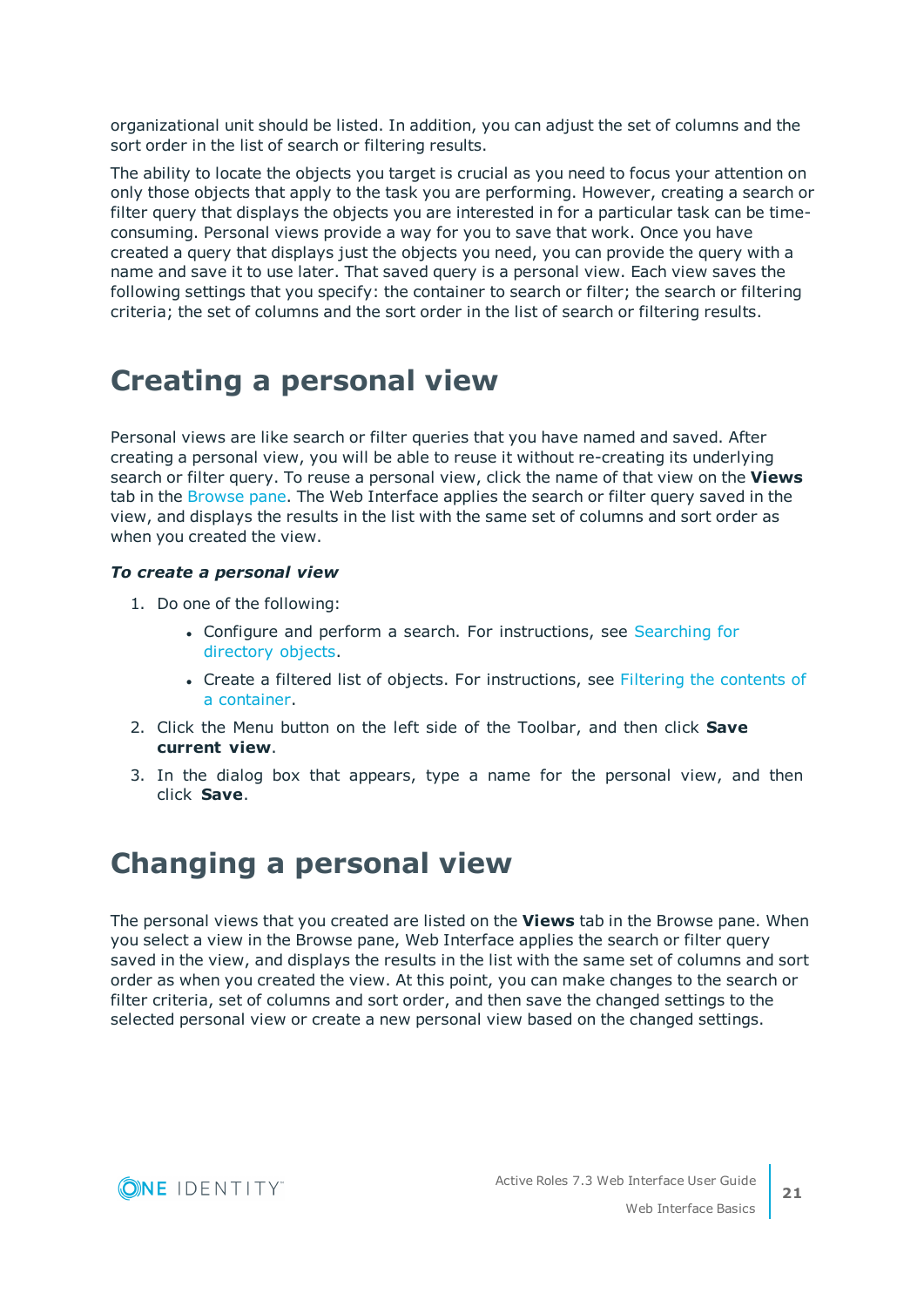organizational unit should be listed. In addition, you can adjust the set of columns and the sort order in the list of search or filtering results.

The ability to locate the objects you target is crucial as you need to focus your attention on only those objects that apply to the task you are performing. However, creating a search or filter query that displays the objects you are interested in for a particular task can be time-consuming. Personal views provide a way for you to save that work. Once you have created a query that displays just the objects you need, you can provide the query with a name and save it to use later. That saved query is a personal view. Each view saves the following settings that you specify: the container to search or filter; the search or filtering criteria; the set of columns and the sort order in the list of search or filtering results.

# Creating a personal view

Personal views are like search or filter queries that you have named and saved. After creating a personal view, you will be able to reuse it without re-creating its underlying search or filter query. To reuse a personal view, click the name of that view on the **Views** tab in the Browse pane. The Web Interface applies the search or filter query saved in the view, and displays the results in the list with the same set of columns and sort order as when you created the view.

***To create a personal view***

1. Do one of the following:
   - Configure and perform a search. For instructions, see Searching for directory objects.
   - Create a filtered list of objects. For instructions, see Filtering the contents of a container.
2. Click the Menu button on the left side of the Toolbar, and then click **Save current view**.
3. In the dialog box that appears, type a name for the personal view, and then click **Save**.

# Changing a personal view

The personal views that you created are listed on the **Views** tab in the Browse pane. When you select a view in the Browse pane, Web Interface applies the search or filter query saved in the view, and displays the results in the list with the same set of columns and sort order as when you created the view. At this point, you can make changes to the search or filter criteria, set of columns and sort order, and then save the changed settings to the selected personal view or create a new personal view based on the changed settings.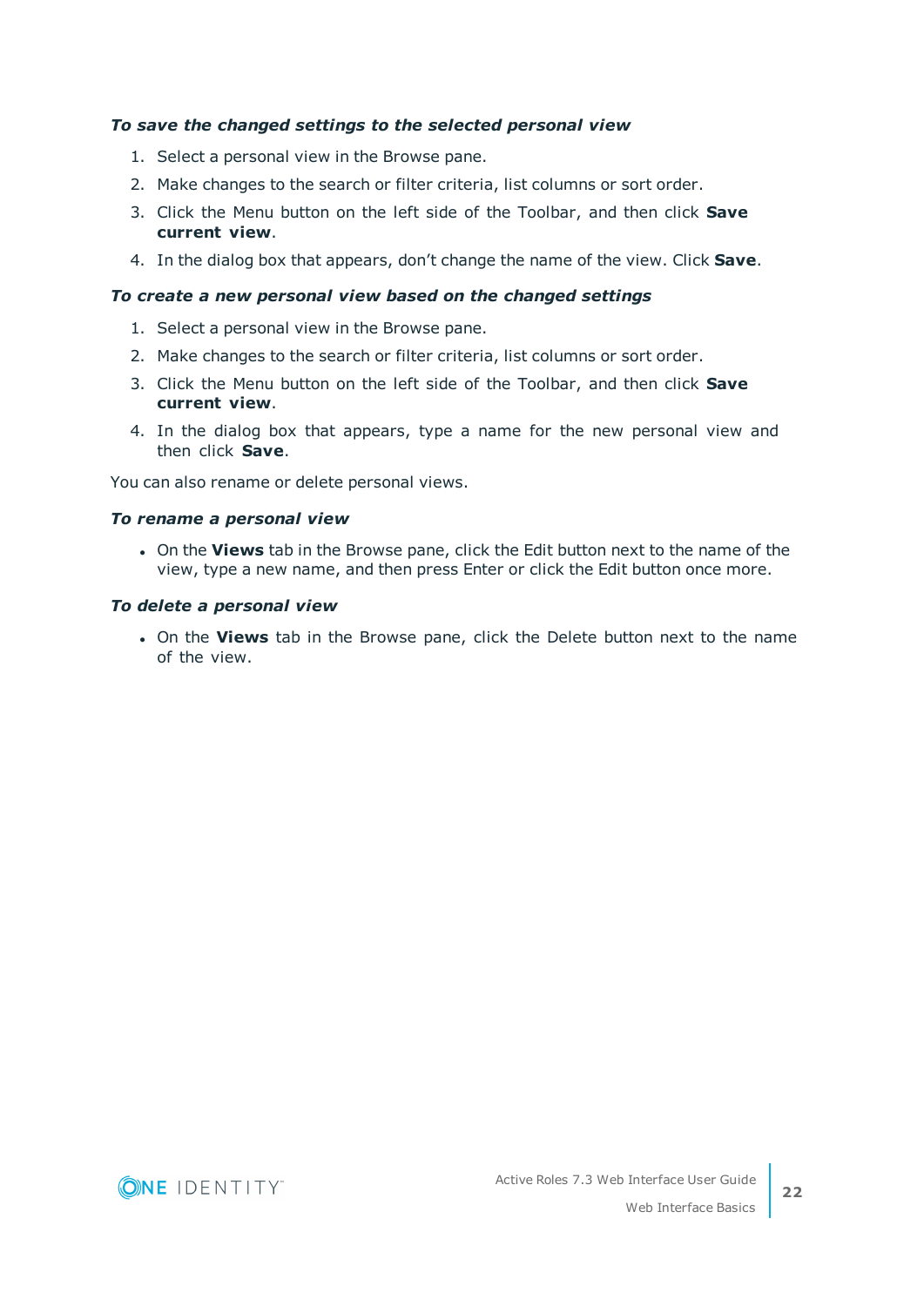#### *To save the changed settings to the selected personal view*

1. Select a personal view in the Browse pane.
2. Make changes to the search or filter criteria, list columns or sort order.
3. Click the Menu button on the left side of the Toolbar, and then click **Save current view**.
4. In the dialog box that appears, don't change the name of the view. Click **Save**.

#### *To create a new personal view based on the changed settings*

1. Select a personal view in the Browse pane.
2. Make changes to the search or filter criteria, list columns or sort order.
3. Click the Menu button on the left side of the Toolbar, and then click **Save current view**.
4. In the dialog box that appears, type a name for the new personal view and then click **Save**.

You can also rename or delete personal views.

#### *To rename a personal view*

- On the **Views** tab in the Browse pane, click the Edit button next to the name of the view, type a new name, and then press Enter or click the Edit button once more.

#### *To delete a personal view*

- On the **Views** tab in the Browse pane, click the Delete button next to the name of the view.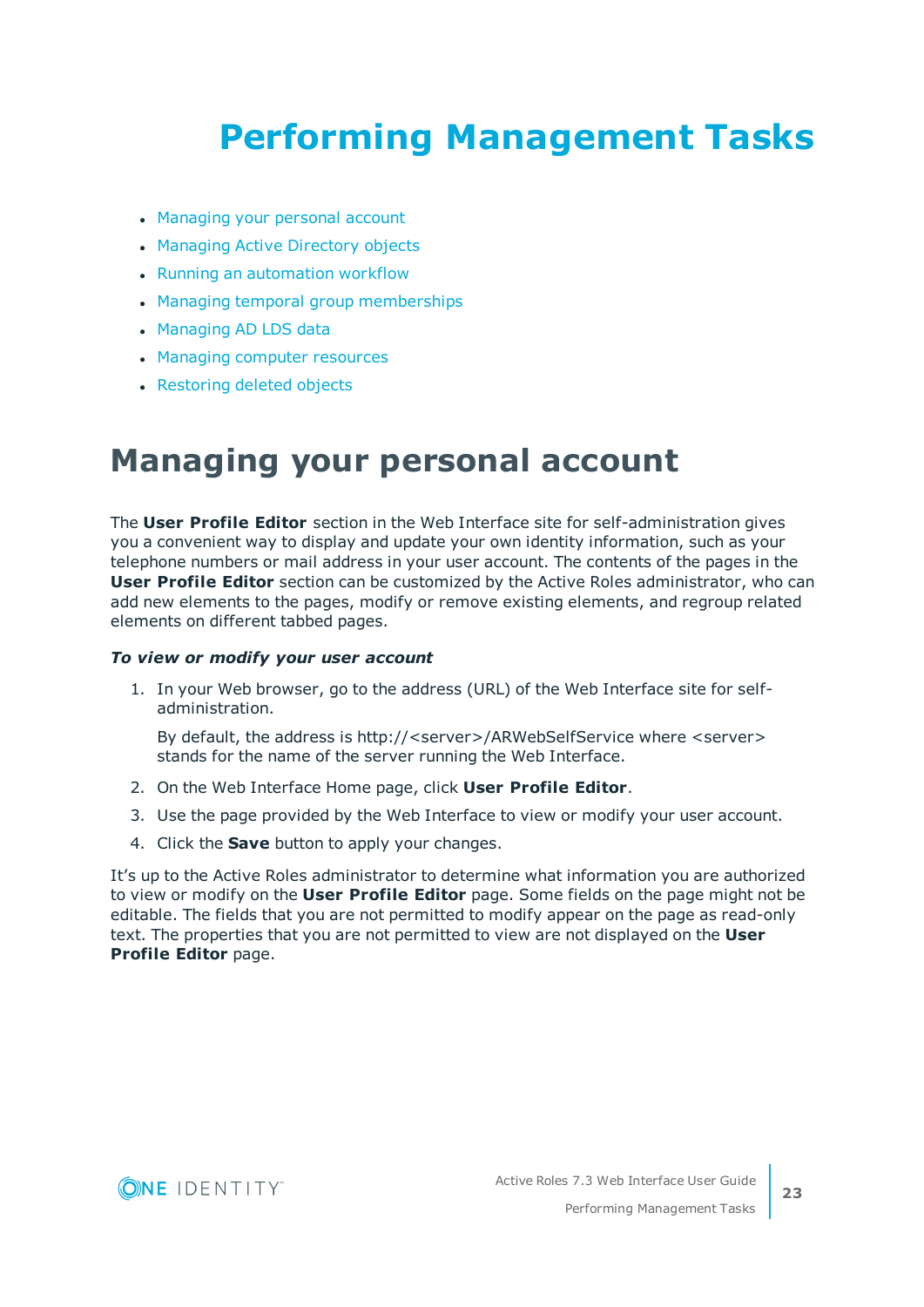# Performing Management Tasks

- Managing your personal account
- Managing Active Directory objects
- Running an automation workflow
- Managing temporal group memberships
- Managing AD LDS data
- Managing computer resources
- Restoring deleted objects

## Managing your personal account

The **User Profile Editor** section in the Web Interface site for self-administration gives you a convenient way to display and update your own identity information, such as your telephone numbers or mail address in your user account. The contents of the pages in the **User Profile Editor** section can be customized by the Active Roles administrator, who can add new elements to the pages, modify or remove existing elements, and regroup related elements on different tabbed pages.

***To view or modify your user account***

1. In your Web browser, go to the address (URL) of the Web Interface site for self-administration.

   By default, the address is http://<server>/ARWebSelfService where <server> stands for the name of the server running the Web Interface.

2. On the Web Interface Home page, click **User Profile Editor**.
3. Use the page provided by the Web Interface to view or modify your user account.
4. Click the **Save** button to apply your changes.

It's up to the Active Roles administrator to determine what information you are authorized to view or modify on the **User Profile Editor** page. Some fields on the page might not be editable. The fields that you are not permitted to modify appear on the page as read-only text. The properties that you are not permitted to view are not displayed on the **User Profile Editor** page.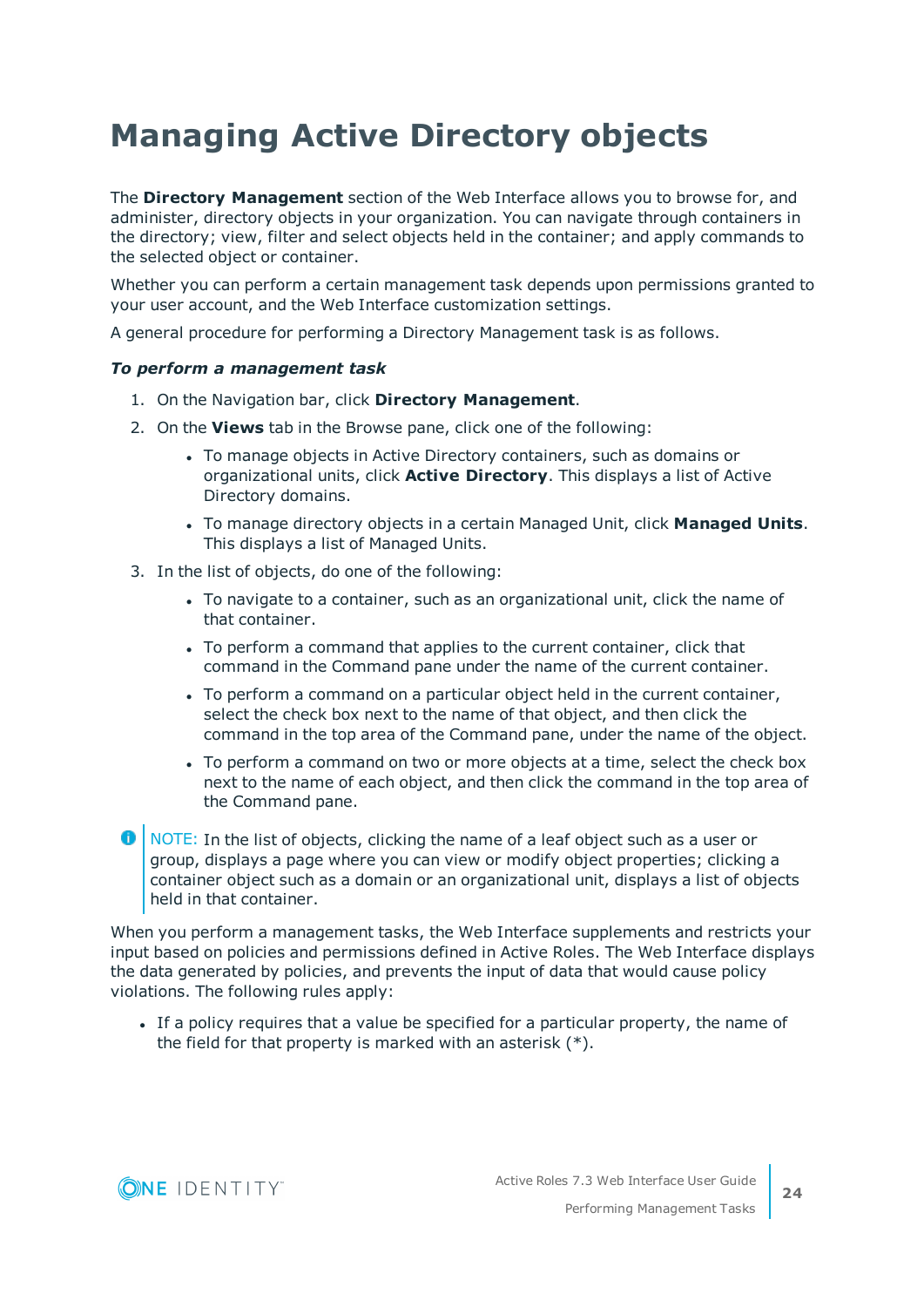# Managing Active Directory objects

The **Directory Management** section of the Web Interface allows you to browse for, and administer, directory objects in your organization. You can navigate through containers in the directory; view, filter and select objects held in the container; and apply commands to the selected object or container.

Whether you can perform a certain management task depends upon permissions granted to your user account, and the Web Interface customization settings.

A general procedure for performing a Directory Management task is as follows.

***To perform a management task***

1. On the Navigation bar, click **Directory Management**.
2. On the **Views** tab in the Browse pane, click one of the following:
   - To manage objects in Active Directory containers, such as domains or organizational units, click **Active Directory**. This displays a list of Active Directory domains.
   - To manage directory objects in a certain Managed Unit, click **Managed Units**. This displays a list of Managed Units.
3. In the list of objects, do one of the following:
   - To navigate to a container, such as an organizational unit, click the name of that container.
   - To perform a command that applies to the current container, click that command in the Command pane under the name of the current container.
   - To perform a command on a particular object held in the current container, select the check box next to the name of that object, and then click the command in the top area of the Command pane, under the name of the object.
   - To perform a command on two or more objects at a time, select the check box next to the name of each object, and then click the command in the top area of the Command pane.

NOTE: In the list of objects, clicking the name of a leaf object such as a user or group, displays a page where you can view or modify object properties; clicking a container object such as a domain or an organizational unit, displays a list of objects held in that container.

When you perform a management tasks, the Web Interface supplements and restricts your input based on policies and permissions defined in Active Roles. The Web Interface displays the data generated by policies, and prevents the input of data that would cause policy violations. The following rules apply:

- If a policy requires that a value be specified for a particular property, the name of the field for that property is marked with an asterisk (*).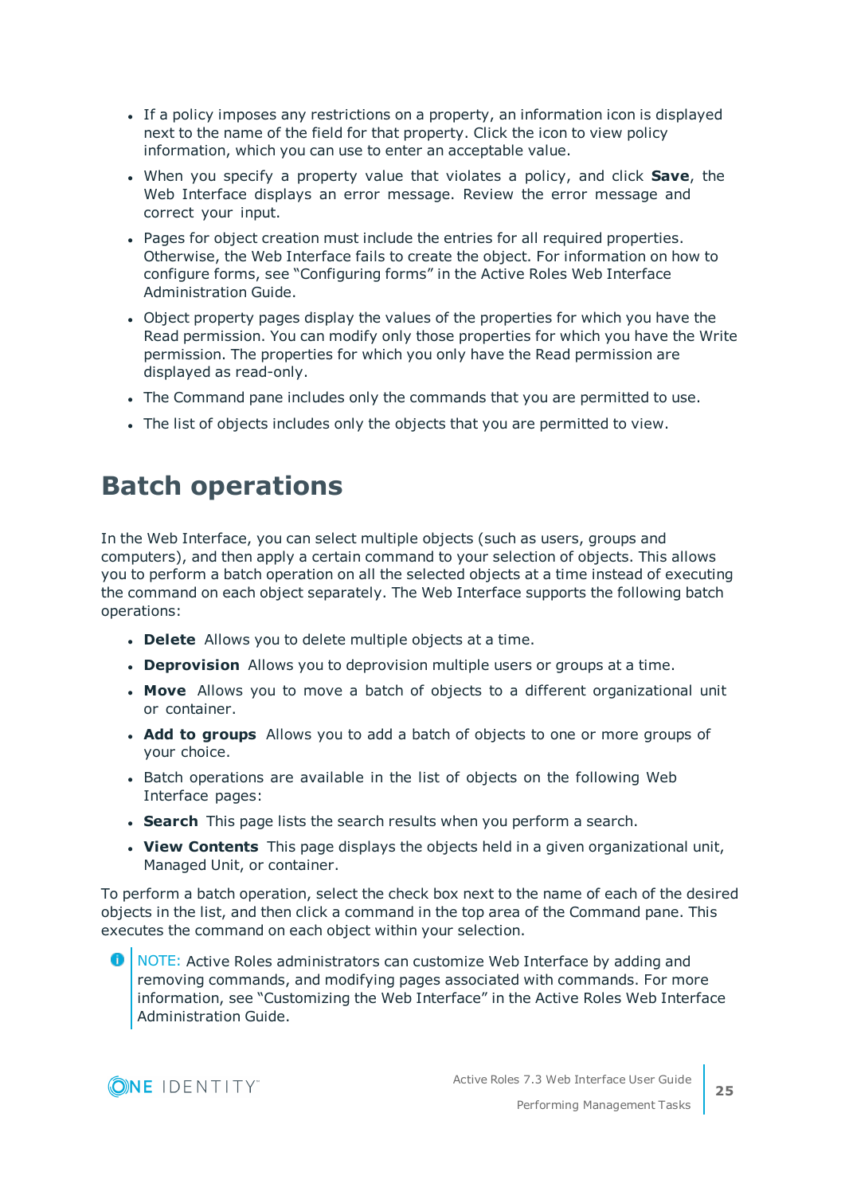- If a policy imposes any restrictions on a property, an information icon is displayed next to the name of the field for that property. Click the icon to view policy information, which you can use to enter an acceptable value.
- When you specify a property value that violates a policy, and click **Save**, the Web Interface displays an error message. Review the error message and correct your input.
- Pages for object creation must include the entries for all required properties. Otherwise, the Web Interface fails to create the object. For information on how to configure forms, see "Configuring forms" in the Active Roles Web Interface Administration Guide.
- Object property pages display the values of the properties for which you have the Read permission. You can modify only those properties for which you have the Write permission. The properties for which you only have the Read permission are displayed as read-only.
- The Command pane includes only the commands that you are permitted to use.
- The list of objects includes only the objects that you are permitted to view.

# Batch operations

In the Web Interface, you can select multiple objects (such as users, groups and computers), and then apply a certain command to your selection of objects. This allows you to perform a batch operation on all the selected objects at a time instead of executing the command on each object separately. The Web Interface supports the following batch operations:

- **Delete** Allows you to delete multiple objects at a time.
- **Deprovision** Allows you to deprovision multiple users or groups at a time.
- **Move** Allows you to move a batch of objects to a different organizational unit or container.
- **Add to groups** Allows you to add a batch of objects to one or more groups of your choice.
- Batch operations are available in the list of objects on the following Web Interface pages:
- **Search** This page lists the search results when you perform a search.
- **View Contents** This page displays the objects held in a given organizational unit, Managed Unit, or container.

To perform a batch operation, select the check box next to the name of each of the desired objects in the list, and then click a command in the top area of the Command pane. This executes the command on each object within your selection.

NOTE: Active Roles administrators can customize Web Interface by adding and removing commands, and modifying pages associated with commands. For more information, see "Customizing the Web Interface" in the Active Roles Web Interface Administration Guide.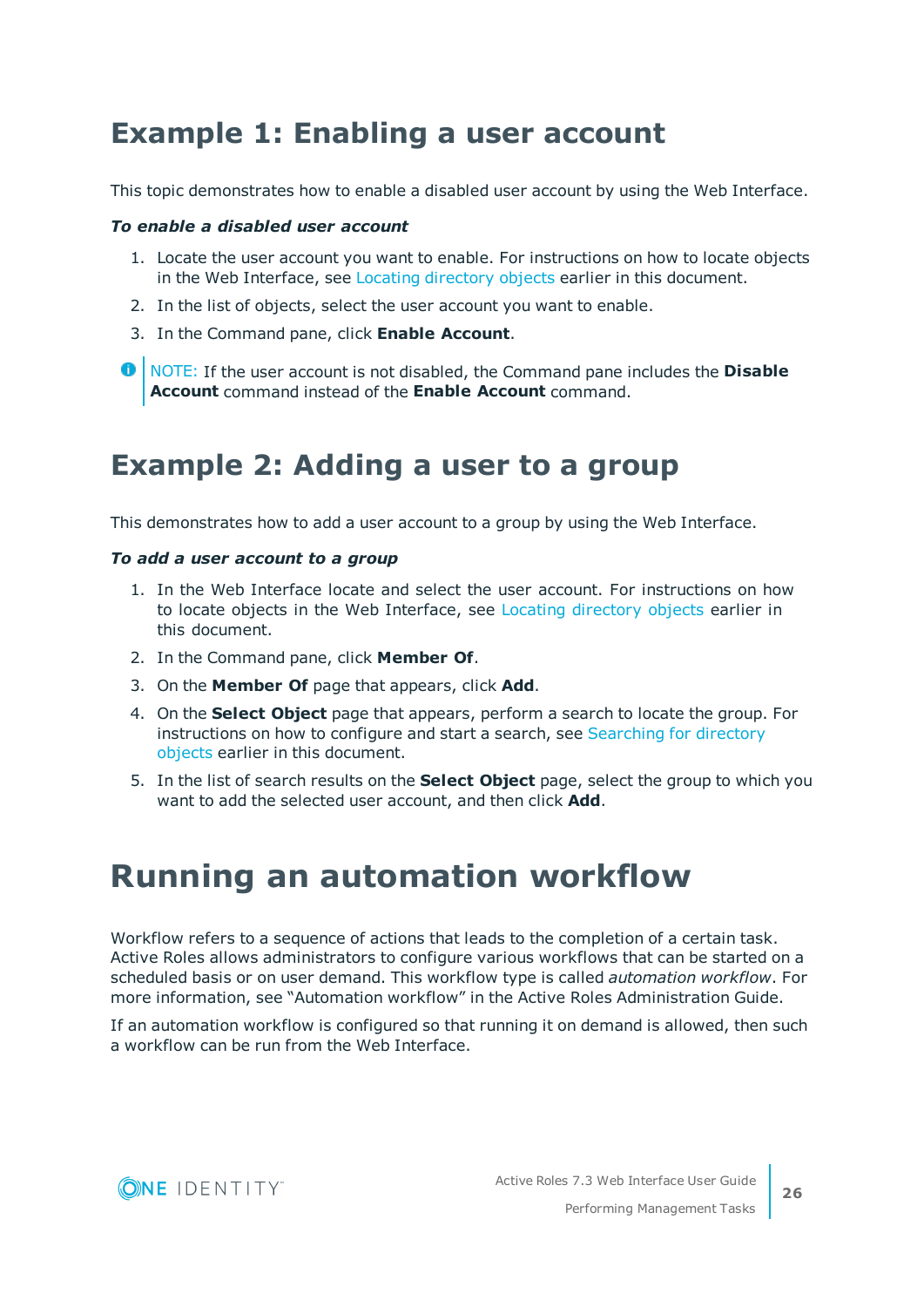## Example 1: Enabling a user account

This topic demonstrates how to enable a disabled user account by using the Web Interface.

***To enable a disabled user account***

1. Locate the user account you want to enable. For instructions on how to locate objects in the Web Interface, see Locating directory objects earlier in this document.
2. In the list of objects, select the user account you want to enable.
3. In the Command pane, click **Enable Account**.

> NOTE: If the user account is not disabled, the Command pane includes the **Disable Account** command instead of the **Enable Account** command.

## Example 2: Adding a user to a group

This demonstrates how to add a user account to a group by using the Web Interface.

***To add a user account to a group***

1. In the Web Interface locate and select the user account. For instructions on how to locate objects in the Web Interface, see Locating directory objects earlier in this document.
2. In the Command pane, click **Member Of**.
3. On the **Member Of** page that appears, click **Add**.
4. On the **Select Object** page that appears, perform a search to locate the group. For instructions on how to configure and start a search, see Searching for directory objects earlier in this document.
5. In the list of search results on the **Select Object** page, select the group to which you want to add the selected user account, and then click **Add**.

# Running an automation workflow

Workflow refers to a sequence of actions that leads to the completion of a certain task. Active Roles allows administrators to configure various workflows that can be started on a scheduled basis or on user demand. This workflow type is called *automation workflow*. For more information, see “Automation workflow” in the Active Roles Administration Guide.

If an automation workflow is configured so that running it on demand is allowed, then such a workflow can be run from the Web Interface.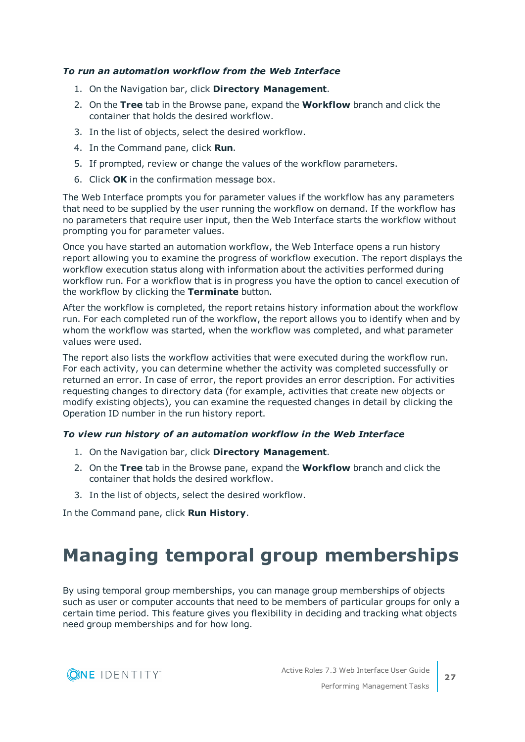***To run an automation workflow from the Web Interface***

1. On the Navigation bar, click **Directory Management**.
2. On the **Tree** tab in the Browse pane, expand the **Workflow** branch and click the container that holds the desired workflow.
3. In the list of objects, select the desired workflow.
4. In the Command pane, click **Run**.
5. If prompted, review or change the values of the workflow parameters.
6. Click **OK** in the confirmation message box.

The Web Interface prompts you for parameter values if the workflow has any parameters that need to be supplied by the user running the workflow on demand. If the workflow has no parameters that require user input, then the Web Interface starts the workflow without prompting you for parameter values.

Once you have started an automation workflow, the Web Interface opens a run history report allowing you to examine the progress of workflow execution. The report displays the workflow execution status along with information about the activities performed during workflow run. For a workflow that is in progress you have the option to cancel execution of the workflow by clicking the **Terminate** button.

After the workflow is completed, the report retains history information about the workflow run. For each completed run of the workflow, the report allows you to identify when and by whom the workflow was started, when the workflow was completed, and what parameter values were used.

The report also lists the workflow activities that were executed during the workflow run. For each activity, you can determine whether the activity was completed successfully or returned an error. In case of error, the report provides an error description. For activities requesting changes to directory data (for example, activities that create new objects or modify existing objects), you can examine the requested changes in detail by clicking the Operation ID number in the run history report.

***To view run history of an automation workflow in the Web Interface***

1. On the Navigation bar, click **Directory Management**.
2. On the **Tree** tab in the Browse pane, expand the **Workflow** branch and click the container that holds the desired workflow.
3. In the list of objects, select the desired workflow.

In the Command pane, click **Run History**.

# Managing temporal group memberships

By using temporal group memberships, you can manage group memberships of objects such as user or computer accounts that need to be members of particular groups for only a certain time period. This feature gives you flexibility in deciding and tracking what objects need group memberships and for how long.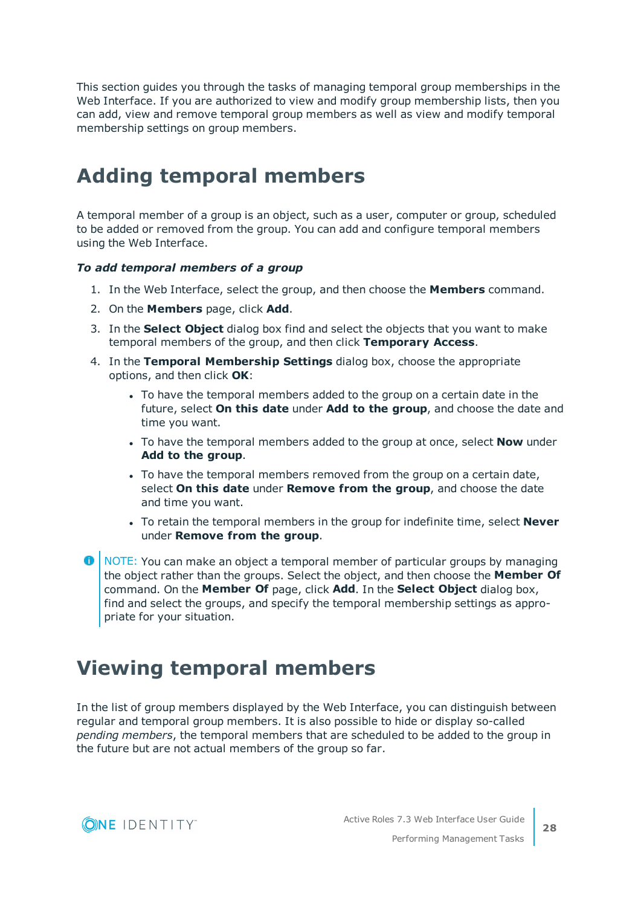This section guides you through the tasks of managing temporal group memberships in the Web Interface. If you are authorized to view and modify group membership lists, then you can add, view and remove temporal group members as well as view and modify temporal membership settings on group members.

# Adding temporal members

A temporal member of a group is an object, such as a user, computer or group, scheduled to be added or removed from the group. You can add and configure temporal members using the Web Interface.

***To add temporal members of a group***

1. In the Web Interface, select the group, and then choose the **Members** command.
2. On the **Members** page, click **Add**.
3. In the **Select Object** dialog box find and select the objects that you want to make temporal members of the group, and then click **Temporary Access**.
4. In the **Temporal Membership Settings** dialog box, choose the appropriate options, and then click **OK**:
   - To have the temporal members added to the group on a certain date in the future, select **On this date** under **Add to the group**, and choose the date and time you want.
   - To have the temporal members added to the group at once, select **Now** under **Add to the group**.
   - To have the temporal members removed from the group on a certain date, select **On this date** under **Remove from the group**, and choose the date and time you want.
   - To retain the temporal members in the group for indefinite time, select **Never** under **Remove from the group**.

NOTE: You can make an object a temporal member of particular groups by managing the object rather than the groups. Select the object, and then choose the **Member Of** command. On the **Member Of** page, click **Add**. In the **Select Object** dialog box, find and select the groups, and specify the temporal membership settings as appropriate for your situation.

# Viewing temporal members

In the list of group members displayed by the Web Interface, you can distinguish between regular and temporal group members. It is also possible to hide or display so-called *pending members*, the temporal members that are scheduled to be added to the group in the future but are not actual members of the group so far.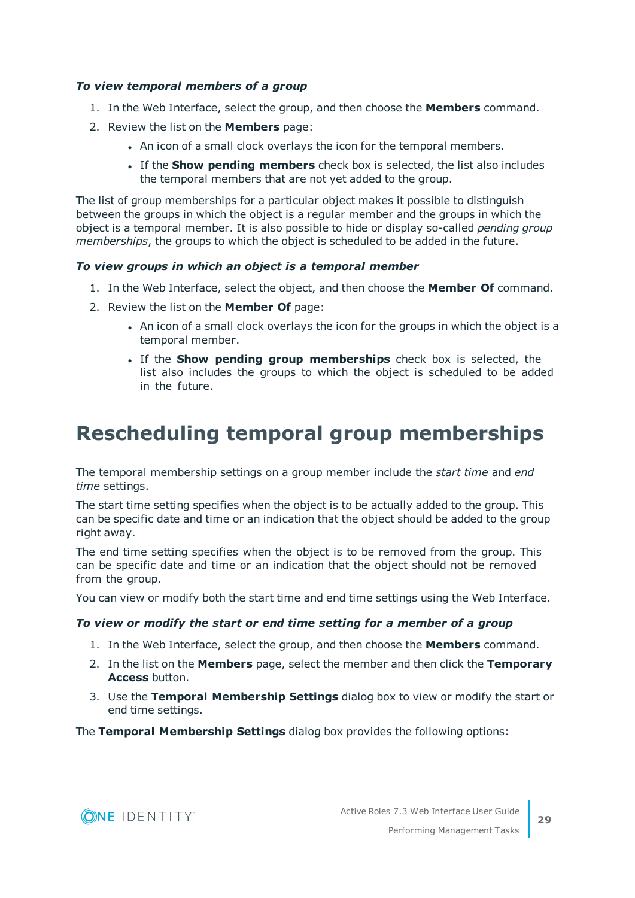*__To view temporal members of a group__*

1. In the Web Interface, select the group, and then choose the **Members** command.
2. Review the list on the **Members** page:
   - An icon of a small clock overlays the icon for the temporal members.
   - If the **Show pending members** check box is selected, the list also includes the temporal members that are not yet added to the group.

The list of group memberships for a particular object makes it possible to distinguish between the groups in which the object is a regular member and the groups in which the object is a temporal member. It is also possible to hide or display so-called *pending group memberships*, the groups to which the object is scheduled to be added in the future.

*__To view groups in which an object is a temporal member__*

1. In the Web Interface, select the object, and then choose the **Member Of** command.
2. Review the list on the **Member Of** page:
   - An icon of a small clock overlays the icon for the groups in which the object is a temporal member.
   - If the **Show pending group memberships** check box is selected, the list also includes the groups to which the object is scheduled to be added in the future.

# Rescheduling temporal group memberships

The temporal membership settings on a group member include the *start time* and *end time* settings.

The start time setting specifies when the object is to be actually added to the group. This can be specific date and time or an indication that the object should be added to the group right away.

The end time setting specifies when the object is to be removed from the group. This can be specific date and time or an indication that the object should not be removed from the group.

You can view or modify both the start time and end time settings using the Web Interface.

*__To view or modify the start or end time setting for a member of a group__*

1. In the Web Interface, select the group, and then choose the **Members** command.
2. In the list on the **Members** page, select the member and then click the **Temporary Access** button.
3. Use the **Temporal Membership Settings** dialog box to view or modify the start or end time settings.

The **Temporal Membership Settings** dialog box provides the following options: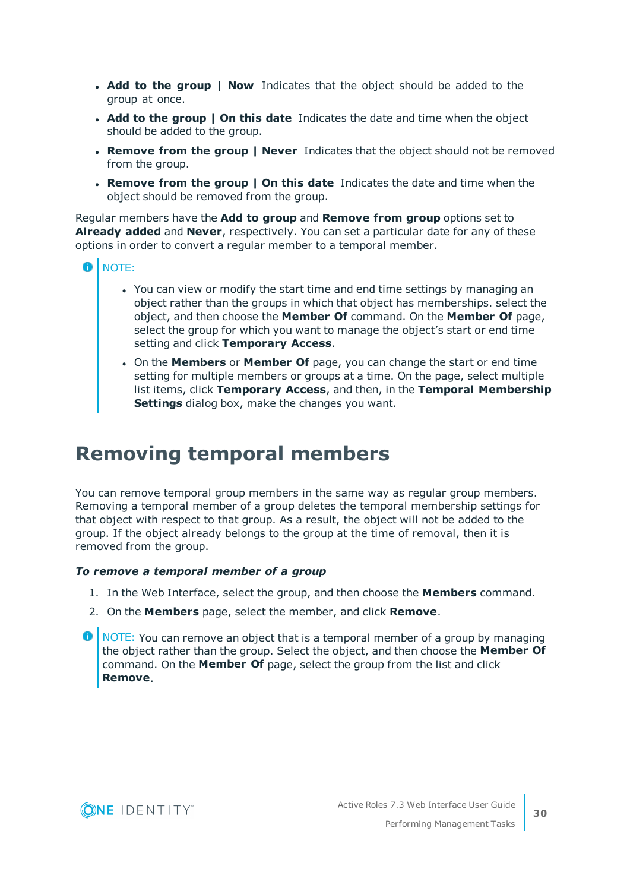- **Add to the group | Now** Indicates that the object should be added to the group at once.
- **Add to the group | On this date** Indicates the date and time when the object should be added to the group.
- **Remove from the group | Never** Indicates that the object should not be removed from the group.
- **Remove from the group | On this date** Indicates the date and time when the object should be removed from the group.

Regular members have the **Add to group** and **Remove from group** options set to **Already added** and **Never**, respectively. You can set a particular date for any of these options in order to convert a regular member to a temporal member.

NOTE:

- You can view or modify the start time and end time settings by managing an object rather than the groups in which that object has memberships. select the object, and then choose the **Member Of** command. On the **Member Of** page, select the group for which you want to manage the object's start or end time setting and click **Temporary Access**.
- On the **Members** or **Member Of** page, you can change the start or end time setting for multiple members or groups at a time. On the page, select multiple list items, click **Temporary Access**, and then, in the **Temporal Membership Settings** dialog box, make the changes you want.

# Removing temporal members

You can remove temporal group members in the same way as regular group members. Removing a temporal member of a group deletes the temporal membership settings for that object with respect to that group. As a result, the object will not be added to the group. If the object already belongs to the group at the time of removal, then it is removed from the group.

***To remove a temporal member of a group***

1. In the Web Interface, select the group, and then choose the **Members** command.
2. On the **Members** page, select the member, and click **Remove**.

NOTE: You can remove an object that is a temporal member of a group by managing the object rather than the group. Select the object, and then choose the **Member Of** command. On the **Member Of** page, select the group from the list and click **Remove**.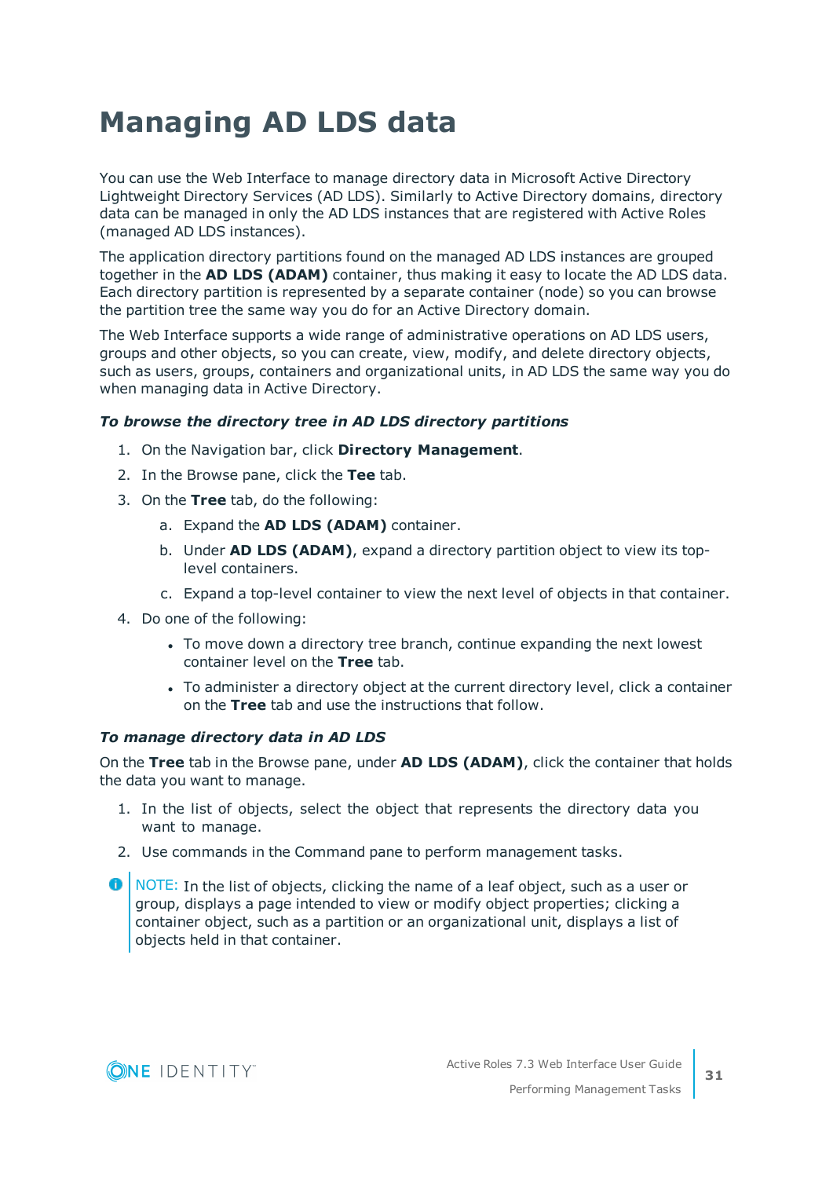# Managing AD LDS data

You can use the Web Interface to manage directory data in Microsoft Active Directory Lightweight Directory Services (AD LDS). Similarly to Active Directory domains, directory data can be managed in only the AD LDS instances that are registered with Active Roles (managed AD LDS instances).

The application directory partitions found on the managed AD LDS instances are grouped together in the **AD LDS (ADAM)** container, thus making it easy to locate the AD LDS data. Each directory partition is represented by a separate container (node) so you can browse the partition tree the same way you do for an Active Directory domain.

The Web Interface supports a wide range of administrative operations on AD LDS users, groups and other objects, so you can create, view, modify, and delete directory objects, such as users, groups, containers and organizational units, in AD LDS the same way you do when managing data in Active Directory.

***To browse the directory tree in AD LDS directory partitions***

1. On the Navigation bar, click **Directory Management**.
2. In the Browse pane, click the **Tee** tab.
3. On the **Tree** tab, do the following:
   a. Expand the **AD LDS (ADAM)** container.
   b. Under **AD LDS (ADAM)**, expand a directory partition object to view its top-level containers.
   c. Expand a top-level container to view the next level of objects in that container.
4. Do one of the following:
   - To move down a directory tree branch, continue expanding the next lowest container level on the **Tree** tab.
   - To administer a directory object at the current directory level, click a container on the **Tree** tab and use the instructions that follow.

***To manage directory data in AD LDS***

On the **Tree** tab in the Browse pane, under **AD LDS (ADAM)**, click the container that holds the data you want to manage.

1. In the list of objects, select the object that represents the directory data you want to manage.
2. Use commands in the Command pane to perform management tasks.

NOTE: In the list of objects, clicking the name of a leaf object, such as a user or group, displays a page intended to view or modify object properties; clicking a container object, such as a partition or an organizational unit, displays a list of objects held in that container.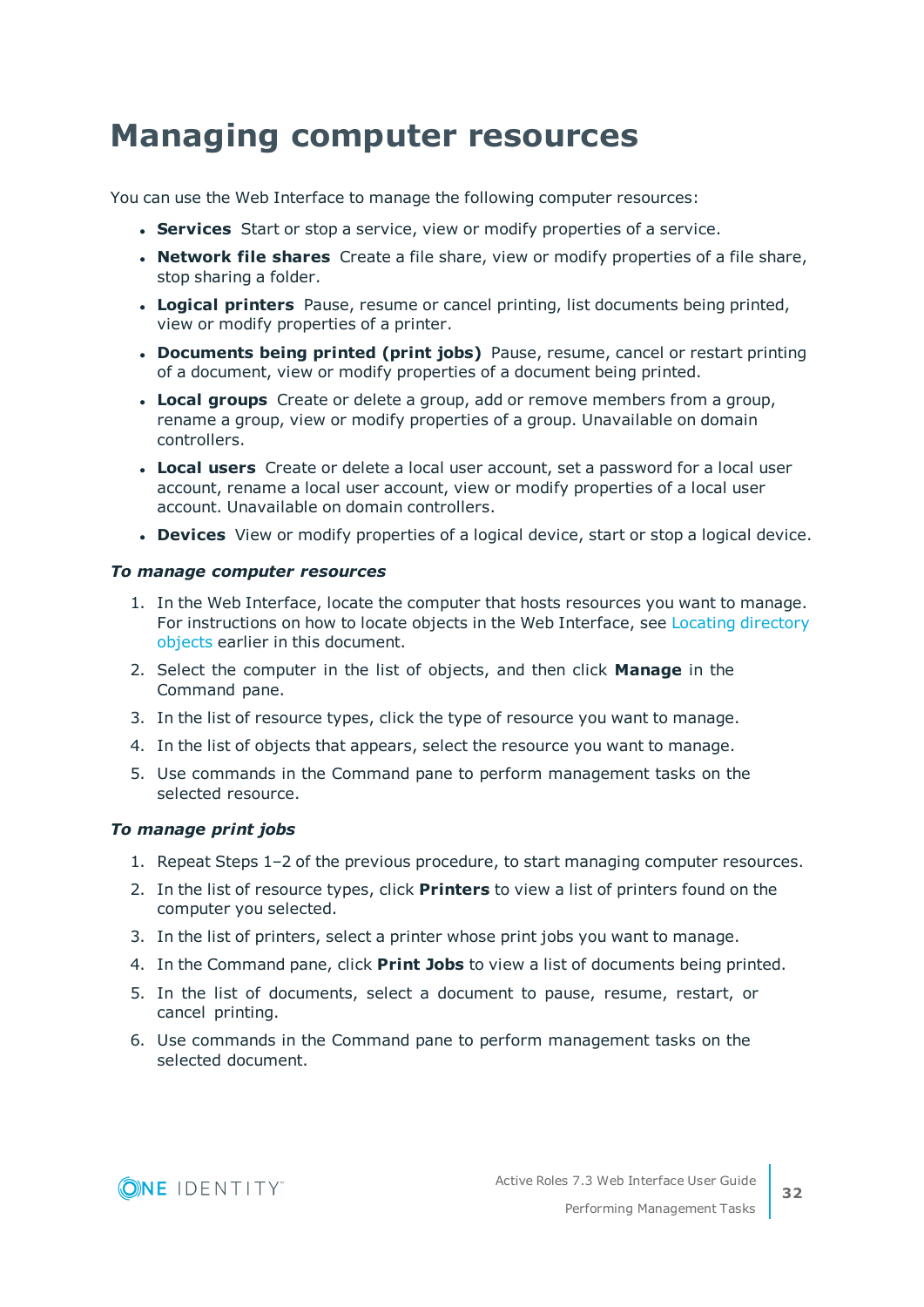# Managing computer resources

You can use the Web Interface to manage the following computer resources:

- **Services** Start or stop a service, view or modify properties of a service.
- **Network file shares** Create a file share, view or modify properties of a file share, stop sharing a folder.
- **Logical printers** Pause, resume or cancel printing, list documents being printed, view or modify properties of a printer.
- **Documents being printed (print jobs)** Pause, resume, cancel or restart printing of a document, view or modify properties of a document being printed.
- **Local groups** Create or delete a group, add or remove members from a group, rename a group, view or modify properties of a group. Unavailable on domain controllers.
- **Local users** Create or delete a local user account, set a password for a local user account, rename a local user account, view or modify properties of a local user account. Unavailable on domain controllers.
- **Devices** View or modify properties of a logical device, start or stop a logical device.

***To manage computer resources***

1. In the Web Interface, locate the computer that hosts resources you want to manage. For instructions on how to locate objects in the Web Interface, see Locating directory objects earlier in this document.
2. Select the computer in the list of objects, and then click **Manage** in the Command pane.
3. In the list of resource types, click the type of resource you want to manage.
4. In the list of objects that appears, select the resource you want to manage.
5. Use commands in the Command pane to perform management tasks on the selected resource.

***To manage print jobs***

1. Repeat Steps 1–2 of the previous procedure, to start managing computer resources.
2. In the list of resource types, click **Printers** to view a list of printers found on the computer you selected.
3. In the list of printers, select a printer whose print jobs you want to manage.
4. In the Command pane, click **Print Jobs** to view a list of documents being printed.
5. In the list of documents, select a document to pause, resume, restart, or cancel printing.
6. Use commands in the Command pane to perform management tasks on the selected document.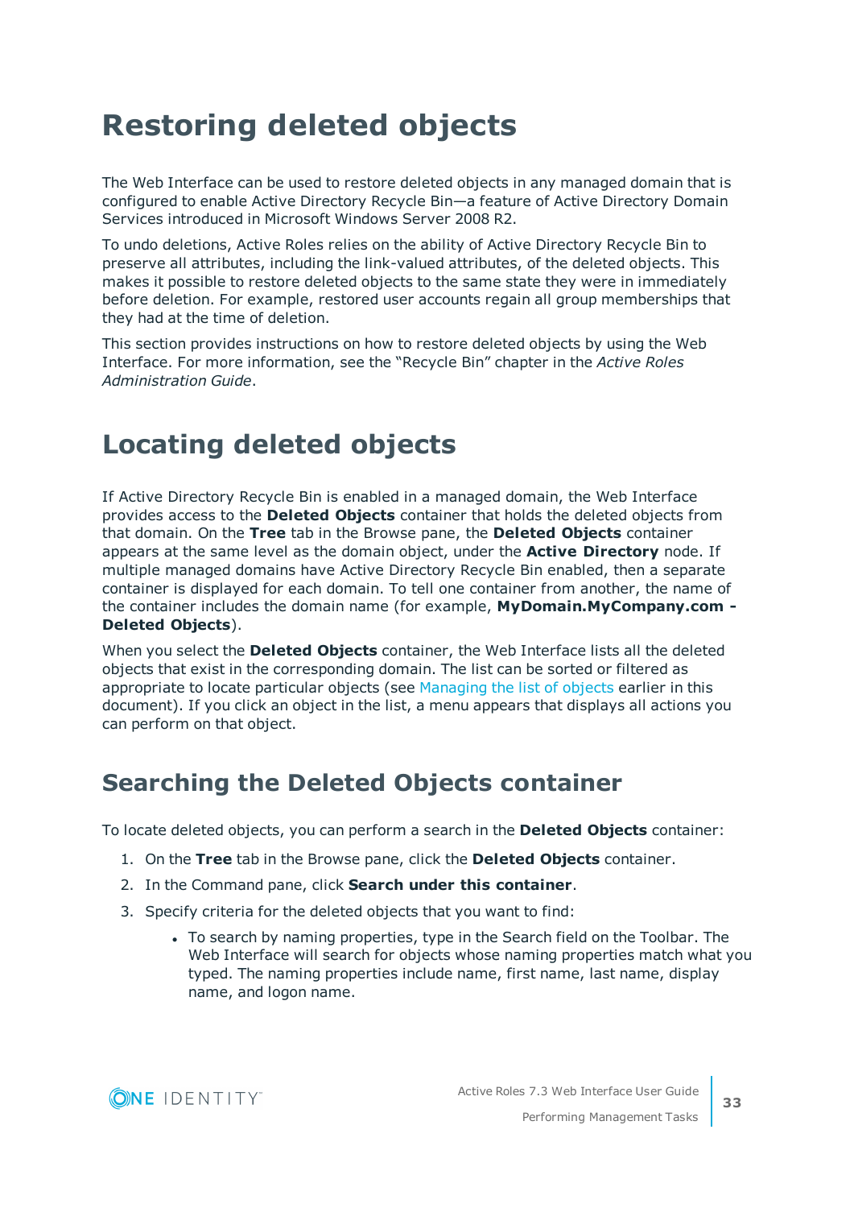# Restoring deleted objects

The Web Interface can be used to restore deleted objects in any managed domain that is configured to enable Active Directory Recycle Bin—a feature of Active Directory Domain Services introduced in Microsoft Windows Server 2008 R2.

To undo deletions, Active Roles relies on the ability of Active Directory Recycle Bin to preserve all attributes, including the link-valued attributes, of the deleted objects. This makes it possible to restore deleted objects to the same state they were in immediately before deletion. For example, restored user accounts regain all group memberships that they had at the time of deletion.

This section provides instructions on how to restore deleted objects by using the Web Interface. For more information, see the “Recycle Bin” chapter in the *Active Roles Administration Guide*.

# Locating deleted objects

If Active Directory Recycle Bin is enabled in a managed domain, the Web Interface provides access to the **Deleted Objects** container that holds the deleted objects from that domain. On the **Tree** tab in the Browse pane, the **Deleted Objects** container appears at the same level as the domain object, under the **Active Directory** node. If multiple managed domains have Active Directory Recycle Bin enabled, then a separate container is displayed for each domain. To tell one container from another, the name of the container includes the domain name (for example, **MyDomain.MyCompany.com - Deleted Objects**).

When you select the **Deleted Objects** container, the Web Interface lists all the deleted objects that exist in the corresponding domain. The list can be sorted or filtered as appropriate to locate particular objects (see Managing the list of objects earlier in this document). If you click an object in the list, a menu appears that displays all actions you can perform on that object.

## Searching the Deleted Objects container

To locate deleted objects, you can perform a search in the **Deleted Objects** container:

1. On the **Tree** tab in the Browse pane, click the **Deleted Objects** container.
2. In the Command pane, click **Search under this container**.
3. Specify criteria for the deleted objects that you want to find:
    - To search by naming properties, type in the Search field on the Toolbar. The Web Interface will search for objects whose naming properties match what you typed. The naming properties include name, first name, last name, display name, and logon name.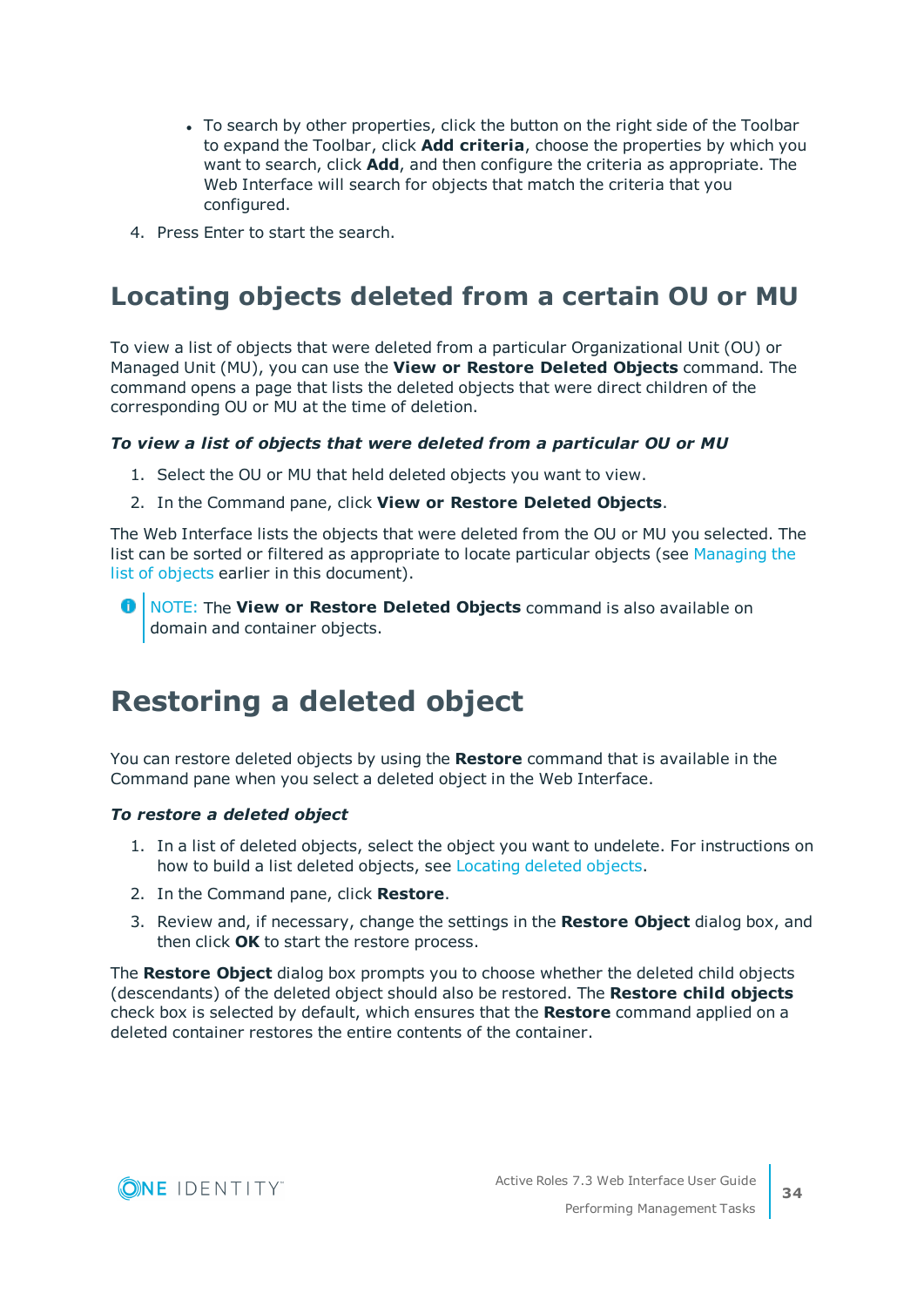- To search by other properties, click the button on the right side of the Toolbar to expand the Toolbar, click **Add criteria**, choose the properties by which you want to search, click **Add**, and then configure the criteria as appropriate. The Web Interface will search for objects that match the criteria that you configured.

4. Press Enter to start the search.

## Locating objects deleted from a certain OU or MU

To view a list of objects that were deleted from a particular Organizational Unit (OU) or Managed Unit (MU), you can use the **View or Restore Deleted Objects** command. The command opens a page that lists the deleted objects that were direct children of the corresponding OU or MU at the time of deletion.

***To view a list of objects that were deleted from a particular OU or MU***

1. Select the OU or MU that held deleted objects you want to view.
2. In the Command pane, click **View or Restore Deleted Objects**.

The Web Interface lists the objects that were deleted from the OU or MU you selected. The list can be sorted or filtered as appropriate to locate particular objects (see Managing the list of objects earlier in this document).

NOTE: The **View or Restore Deleted Objects** command is also available on domain and container objects.

# Restoring a deleted object

You can restore deleted objects by using the **Restore** command that is available in the Command pane when you select a deleted object in the Web Interface.

***To restore a deleted object***

1. In a list of deleted objects, select the object you want to undelete. For instructions on how to build a list deleted objects, see Locating deleted objects.
2. In the Command pane, click **Restore**.
3. Review and, if necessary, change the settings in the **Restore Object** dialog box, and then click **OK** to start the restore process.

The **Restore Object** dialog box prompts you to choose whether the deleted child objects (descendants) of the deleted object should also be restored. The **Restore child objects** check box is selected by default, which ensures that the **Restore** command applied on a deleted container restores the entire contents of the container.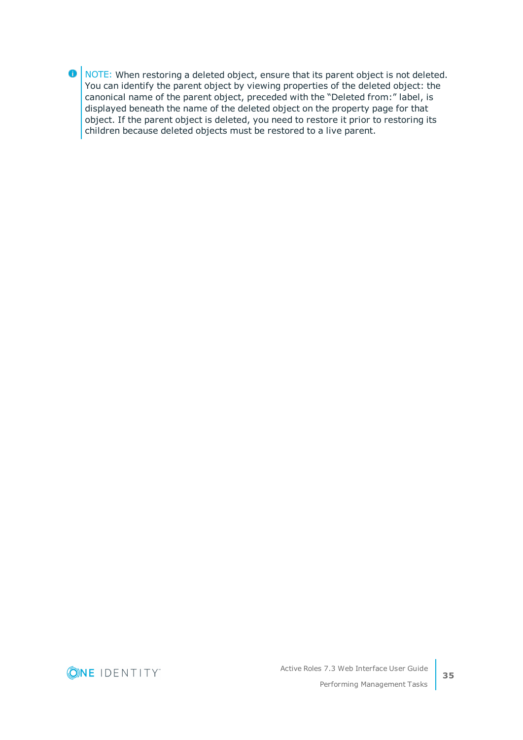NOTE: When restoring a deleted object, ensure that its parent object is not deleted. You can identify the parent object by viewing properties of the deleted object: the canonical name of the parent object, preceded with the "Deleted from:" label, is displayed beneath the name of the deleted object on the property page for that object. If the parent object is deleted, you need to restore it prior to restoring its children because deleted objects must be restored to a live parent.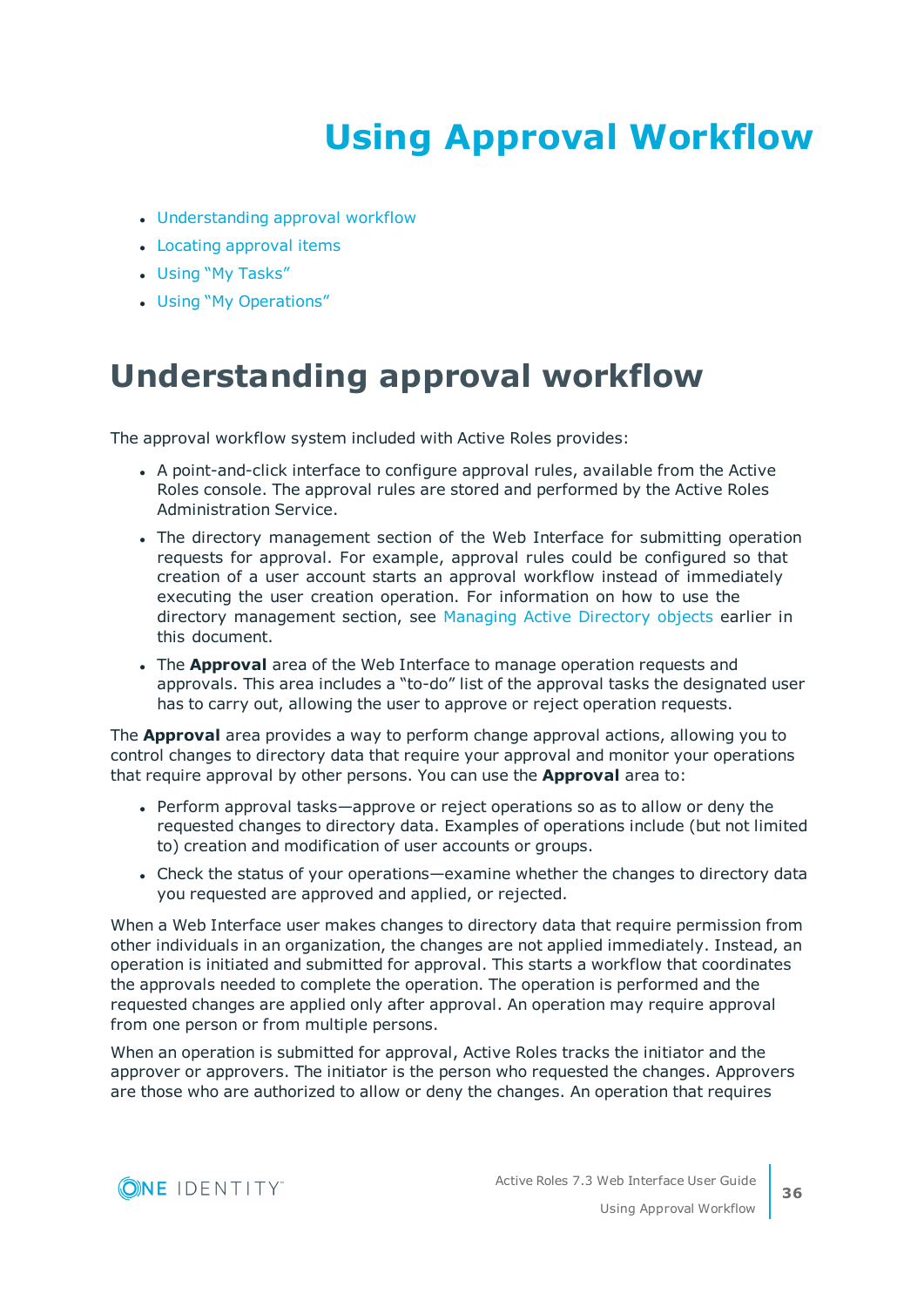# Using Approval Workflow

- Understanding approval workflow
- Locating approval items
- Using “My Tasks”
- Using “My Operations”

## Understanding approval workflow

The approval workflow system included with Active Roles provides:

- A point-and-click interface to configure approval rules, available from the Active Roles console. The approval rules are stored and performed by the Active Roles Administration Service.
- The directory management section of the Web Interface for submitting operation requests for approval. For example, approval rules could be configured so that creation of a user account starts an approval workflow instead of immediately executing the user creation operation. For information on how to use the directory management section, see Managing Active Directory objects earlier in this document.
- The **Approval** area of the Web Interface to manage operation requests and approvals. This area includes a “to-do” list of the approval tasks the designated user has to carry out, allowing the user to approve or reject operation requests.

The **Approval** area provides a way to perform change approval actions, allowing you to control changes to directory data that require your approval and monitor your operations that require approval by other persons. You can use the **Approval** area to:

- Perform approval tasks—approve or reject operations so as to allow or deny the requested changes to directory data. Examples of operations include (but not limited to) creation and modification of user accounts or groups.
- Check the status of your operations—examine whether the changes to directory data you requested are approved and applied, or rejected.

When a Web Interface user makes changes to directory data that require permission from other individuals in an organization, the changes are not applied immediately. Instead, an operation is initiated and submitted for approval. This starts a workflow that coordinates the approvals needed to complete the operation. The operation is performed and the requested changes are applied only after approval. An operation may require approval from one person or from multiple persons.

When an operation is submitted for approval, Active Roles tracks the initiator and the approver or approvers. The initiator is the person who requested the changes. Approvers are those who are authorized to allow or deny the changes. An operation that requires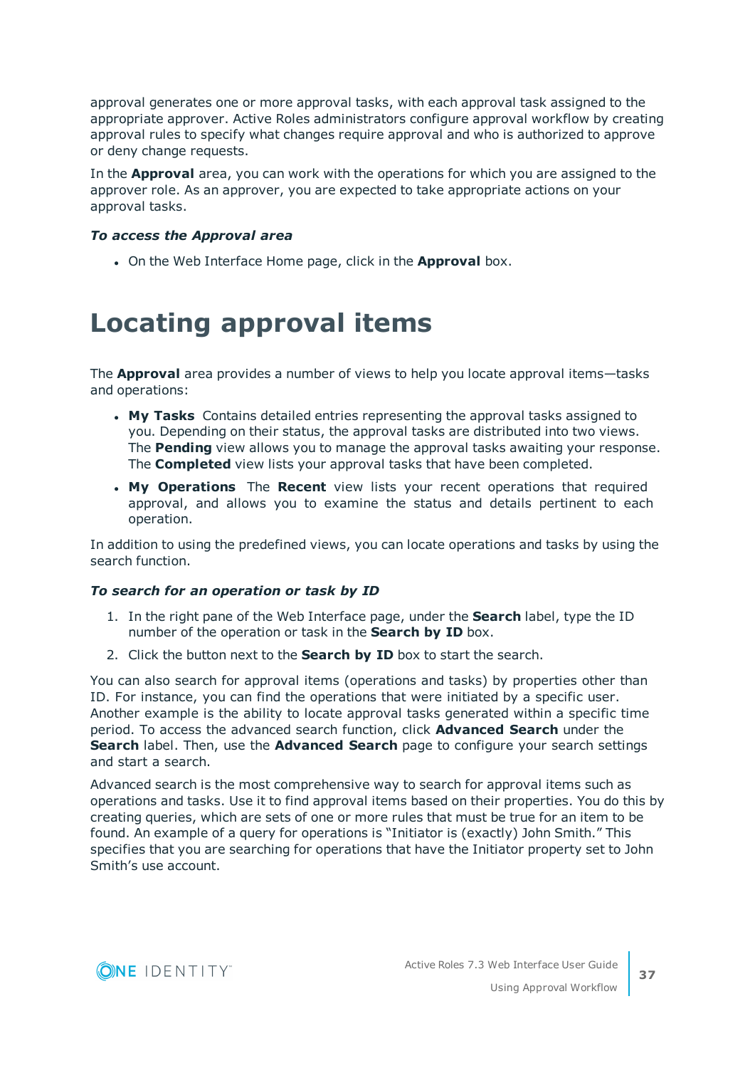approval generates one or more approval tasks, with each approval task assigned to the appropriate approver. Active Roles administrators configure approval workflow by creating approval rules to specify what changes require approval and who is authorized to approve or deny change requests.

In the **Approval** area, you can work with the operations for which you are assigned to the approver role. As an approver, you are expected to take appropriate actions on your approval tasks.

***To access the Approval area***

- On the Web Interface Home page, click in the **Approval** box.

# Locating approval items

The **Approval** area provides a number of views to help you locate approval items—tasks and operations:

- **My Tasks** Contains detailed entries representing the approval tasks assigned to you. Depending on their status, the approval tasks are distributed into two views. The **Pending** view allows you to manage the approval tasks awaiting your response. The **Completed** view lists your approval tasks that have been completed.
- **My Operations** The **Recent** view lists your recent operations that required approval, and allows you to examine the status and details pertinent to each operation.

In addition to using the predefined views, you can locate operations and tasks by using the search function.

***To search for an operation or task by ID***

1. In the right pane of the Web Interface page, under the **Search** label, type the ID number of the operation or task in the **Search by ID** box.
2. Click the button next to the **Search by ID** box to start the search.

You can also search for approval items (operations and tasks) by properties other than ID. For instance, you can find the operations that were initiated by a specific user. Another example is the ability to locate approval tasks generated within a specific time period. To access the advanced search function, click **Advanced Search** under the **Search** label. Then, use the **Advanced Search** page to configure your search settings and start a search.

Advanced search is the most comprehensive way to search for approval items such as operations and tasks. Use it to find approval items based on their properties. You do this by creating queries, which are sets of one or more rules that must be true for an item to be found. An example of a query for operations is “Initiator is (exactly) John Smith.” This specifies that you are searching for operations that have the Initiator property set to John Smith’s use account.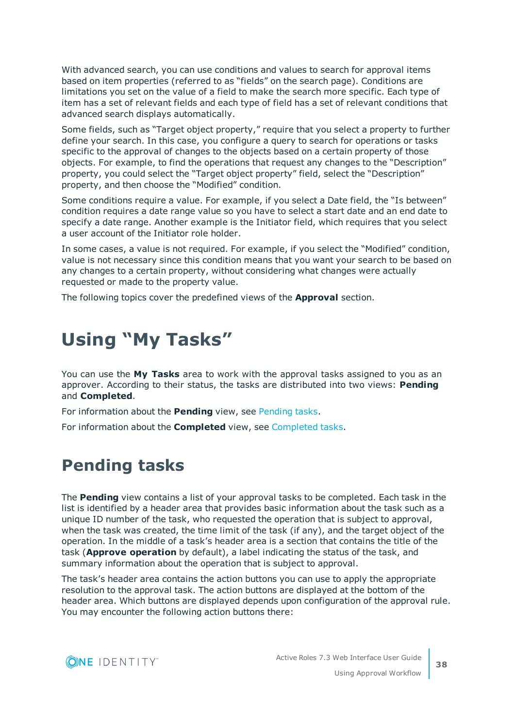With advanced search, you can use conditions and values to search for approval items based on item properties (referred to as "fields" on the search page). Conditions are limitations you set on the value of a field to make the search more specific. Each type of item has a set of relevant fields and each type of field has a set of relevant conditions that advanced search displays automatically.

Some fields, such as "Target object property," require that you select a property to further define your search. In this case, you configure a query to search for operations or tasks specific to the approval of changes to the objects based on a certain property of those objects. For example, to find the operations that request any changes to the "Description" property, you could select the "Target object property" field, select the "Description" property, and then choose the "Modified" condition.

Some conditions require a value. For example, if you select a Date field, the "Is between" condition requires a date range value so you have to select a start date and an end date to specify a date range. Another example is the Initiator field, which requires that you select a user account of the Initiator role holder.

In some cases, a value is not required. For example, if you select the "Modified" condition, value is not necessary since this condition means that you want your search to be based on any changes to a certain property, without considering what changes were actually requested or made to the property value.

The following topics cover the predefined views of the **Approval** section.

# Using "My Tasks"

You can use the **My Tasks** area to work with the approval tasks assigned to you as an approver. According to their status, the tasks are distributed into two views: **Pending** and **Completed**.

For information about the **Pending** view, see Pending tasks.

For information about the **Completed** view, see Completed tasks.

## Pending tasks

The **Pending** view contains a list of your approval tasks to be completed. Each task in the list is identified by a header area that provides basic information about the task such as a unique ID number of the task, who requested the operation that is subject to approval, when the task was created, the time limit of the task (if any), and the target object of the operation. In the middle of a task's header area is a section that contains the title of the task (**Approve operation** by default), a label indicating the status of the task, and summary information about the operation that is subject to approval.

The task's header area contains the action buttons you can use to apply the appropriate resolution to the approval task. The action buttons are displayed at the bottom of the header area. Which buttons are displayed depends upon configuration of the approval rule. You may encounter the following action buttons there: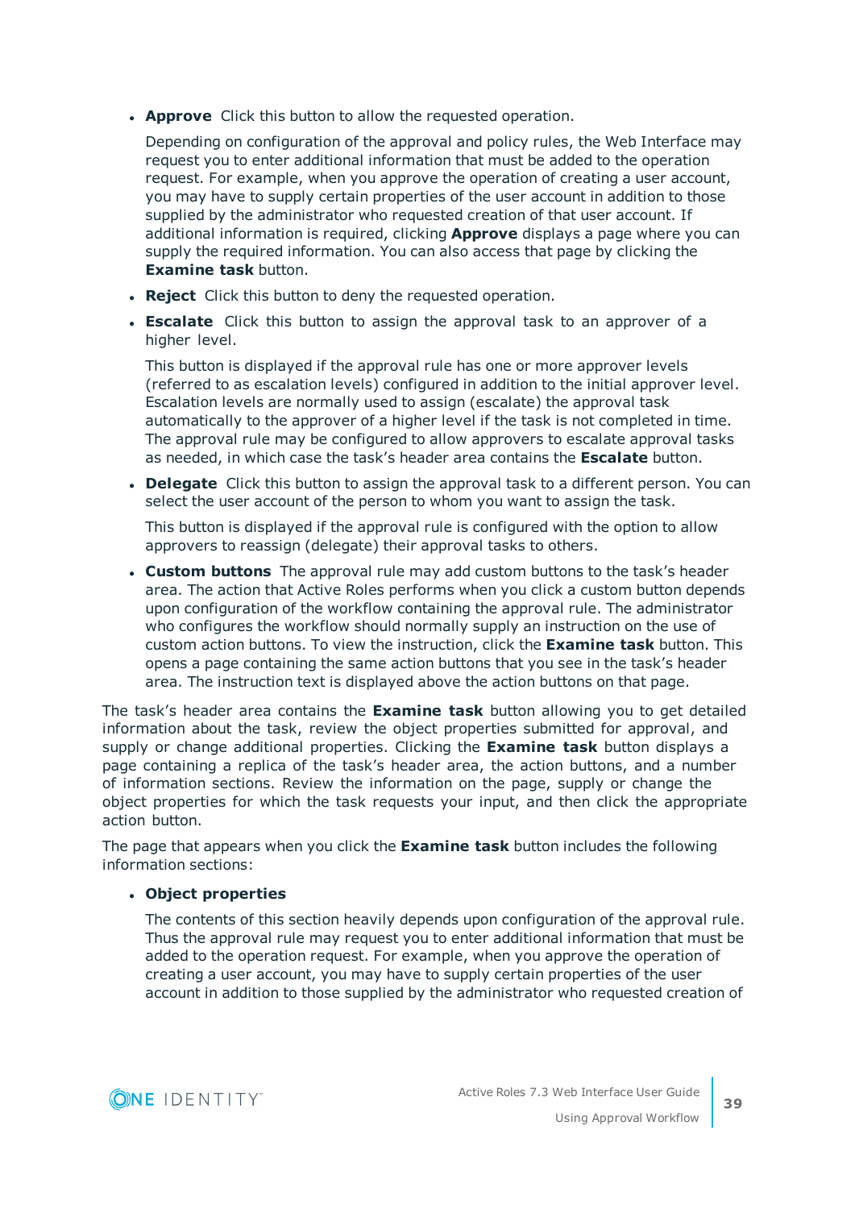- **Approve** Click this button to allow the requested operation.

  Depending on configuration of the approval and policy rules, the Web Interface may request you to enter additional information that must be added to the operation request. For example, when you approve the operation of creating a user account, you may have to supply certain properties of the user account in addition to those supplied by the administrator who requested creation of that user account. If additional information is required, clicking **Approve** displays a page where you can supply the required information. You can also access that page by clicking the **Examine task** button.

- **Reject** Click this button to deny the requested operation.
- **Escalate** Click this button to assign the approval task to an approver of a higher level.

  This button is displayed if the approval rule has one or more approver levels (referred to as escalation levels) configured in addition to the initial approver level. Escalation levels are normally used to assign (escalate) the approval task automatically to the approver of a higher level if the task is not completed in time. The approval rule may be configured to allow approvers to escalate approval tasks as needed, in which case the task's header area contains the **Escalate** button.

- **Delegate** Click this button to assign the approval task to a different person. You can select the user account of the person to whom you want to assign the task.

  This button is displayed if the approval rule is configured with the option to allow approvers to reassign (delegate) their approval tasks to others.

- **Custom buttons** The approval rule may add custom buttons to the task's header area. The action that Active Roles performs when you click a custom button depends upon configuration of the workflow containing the approval rule. The administrator who configures the workflow should normally supply an instruction on the use of custom action buttons. To view the instruction, click the **Examine task** button. This opens a page containing the same action buttons that you see in the task's header area. The instruction text is displayed above the action buttons on that page.

The task's header area contains the **Examine task** button allowing you to get detailed information about the task, review the object properties submitted for approval, and supply or change additional properties. Clicking the **Examine task** button displays a page containing a replica of the task's header area, the action buttons, and a number of information sections. Review the information on the page, supply or change the object properties for which the task requests your input, and then click the appropriate action button.

The page that appears when you click the **Examine task** button includes the following information sections:

- **Object properties**

  The contents of this section heavily depends upon configuration of the approval rule. Thus the approval rule may request you to enter additional information that must be added to the operation request. For example, when you approve the operation of creating a user account, you may have to supply certain properties of the user account in addition to those supplied by the administrator who requested creation of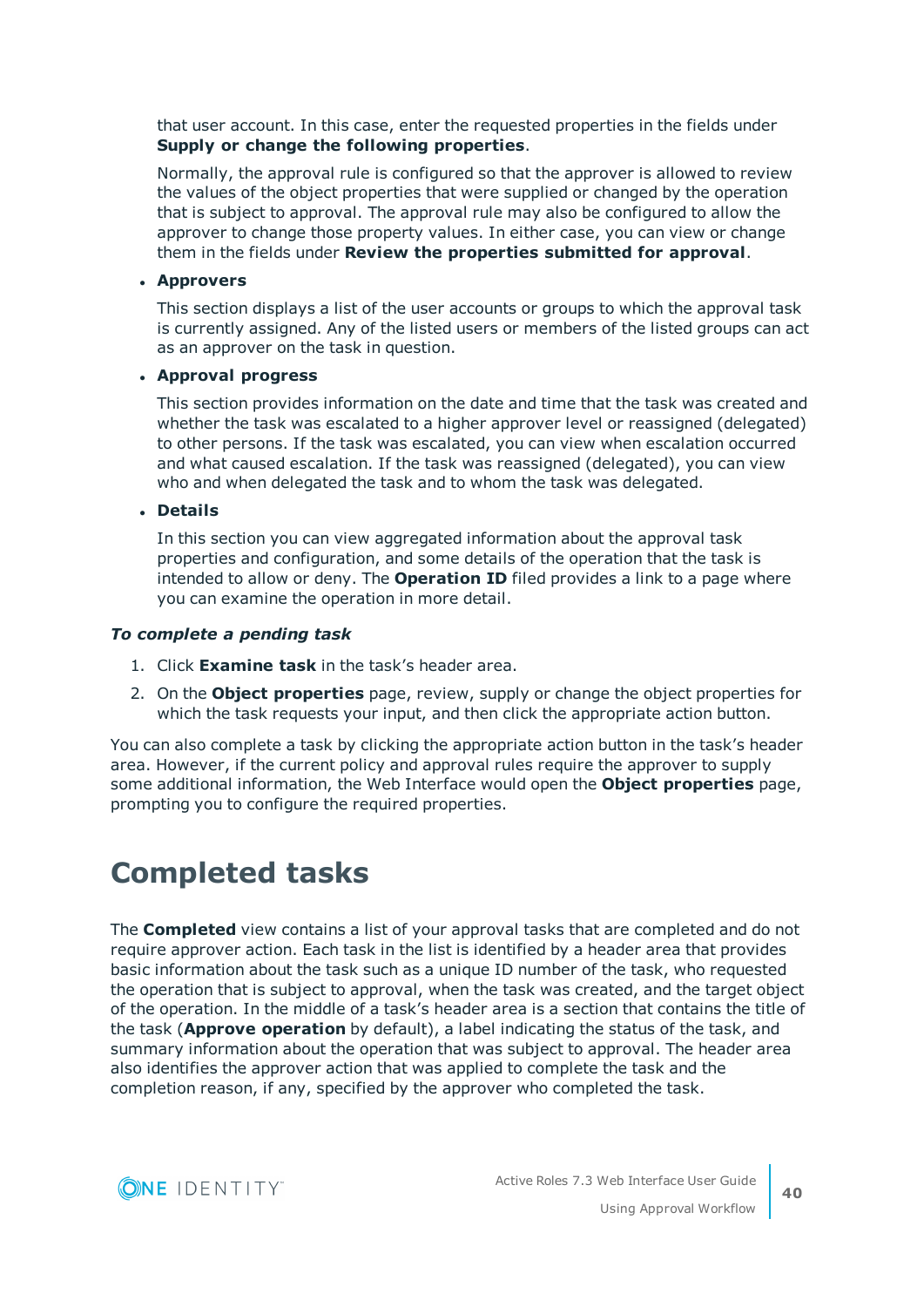that user account. In this case, enter the requested properties in the fields under **Supply or change the following properties**.

Normally, the approval rule is configured so that the approver is allowed to review the values of the object properties that were supplied or changed by the operation that is subject to approval. The approval rule may also be configured to allow the approver to change those property values. In either case, you can view or change them in the fields under **Review the properties submitted for approval**.

- **Approvers**

  This section displays a list of the user accounts or groups to which the approval task is currently assigned. Any of the listed users or members of the listed groups can act as an approver on the task in question.

- **Approval progress**

  This section provides information on the date and time that the task was created and whether the task was escalated to a higher approver level or reassigned (delegated) to other persons. If the task was escalated, you can view when escalation occurred and what caused escalation. If the task was reassigned (delegated), you can view who and when delegated the task and to whom the task was delegated.

- **Details**

  In this section you can view aggregated information about the approval task properties and configuration, and some details of the operation that the task is intended to allow or deny. The **Operation ID** filed provides a link to a page where you can examine the operation in more detail.

***To complete a pending task***

1. Click **Examine task** in the task's header area.
2. On the **Object properties** page, review, supply or change the object properties for which the task requests your input, and then click the appropriate action button.

You can also complete a task by clicking the appropriate action button in the task's header area. However, if the current policy and approval rules require the approver to supply some additional information, the Web Interface would open the **Object properties** page, prompting you to configure the required properties.

# Completed tasks

The **Completed** view contains a list of your approval tasks that are completed and do not require approver action. Each task in the list is identified by a header area that provides basic information about the task such as a unique ID number of the task, who requested the operation that is subject to approval, when the task was created, and the target object of the operation. In the middle of a task's header area is a section that contains the title of the task (**Approve operation** by default), a label indicating the status of the task, and summary information about the operation that was subject to approval. The header area also identifies the approver action that was applied to complete the task and the completion reason, if any, specified by the approver who completed the task.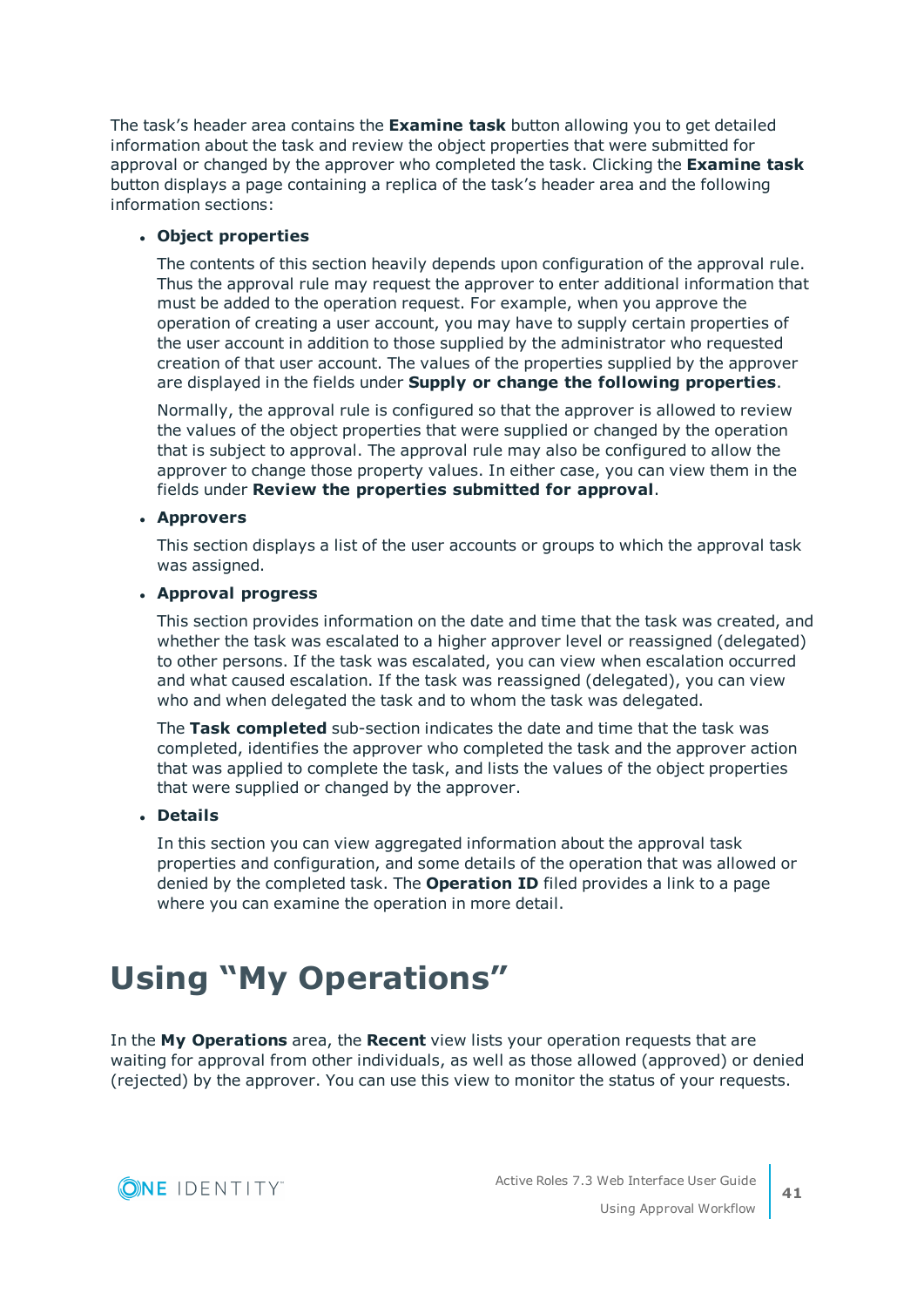The task's header area contains the **Examine task** button allowing you to get detailed information about the task and review the object properties that were submitted for approval or changed by the approver who completed the task. Clicking the **Examine task** button displays a page containing a replica of the task's header area and the following information sections:

- **Object properties**

  The contents of this section heavily depends upon configuration of the approval rule. Thus the approval rule may request the approver to enter additional information that must be added to the operation request. For example, when you approve the operation of creating a user account, you may have to supply certain properties of the user account in addition to those supplied by the administrator who requested creation of that user account. The values of the properties supplied by the approver are displayed in the fields under **Supply or change the following properties**.

  Normally, the approval rule is configured so that the approver is allowed to review the values of the object properties that were supplied or changed by the operation that is subject to approval. The approval rule may also be configured to allow the approver to change those property values. In either case, you can view them in the fields under **Review the properties submitted for approval**.

- **Approvers**

  This section displays a list of the user accounts or groups to which the approval task was assigned.

- **Approval progress**

  This section provides information on the date and time that the task was created, and whether the task was escalated to a higher approver level or reassigned (delegated) to other persons. If the task was escalated, you can view when escalation occurred and what caused escalation. If the task was reassigned (delegated), you can view who and when delegated the task and to whom the task was delegated.

  The **Task completed** sub-section indicates the date and time that the task was completed, identifies the approver who completed the task and the approver action that was applied to complete the task, and lists the values of the object properties that were supplied or changed by the approver.

- **Details**

  In this section you can view aggregated information about the approval task properties and configuration, and some details of the operation that was allowed or denied by the completed task. The **Operation ID** filed provides a link to a page where you can examine the operation in more detail.

# Using "My Operations"

In the **My Operations** area, the **Recent** view lists your operation requests that are waiting for approval from other individuals, as well as those allowed (approved) or denied (rejected) by the approver. You can use this view to monitor the status of your requests.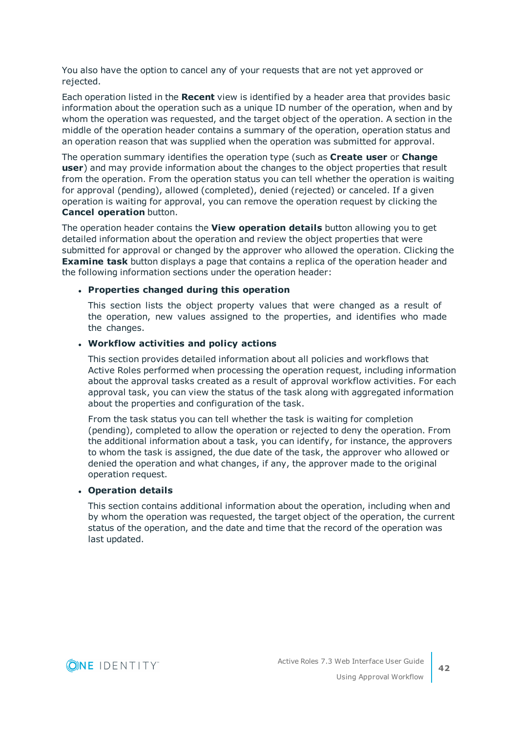You also have the option to cancel any of your requests that are not yet approved or rejected.

Each operation listed in the **Recent** view is identified by a header area that provides basic information about the operation such as a unique ID number of the operation, when and by whom the operation was requested, and the target object of the operation. A section in the middle of the operation header contains a summary of the operation, operation status and an operation reason that was supplied when the operation was submitted for approval.

The operation summary identifies the operation type (such as **Create user** or **Change user**) and may provide information about the changes to the object properties that result from the operation. From the operation status you can tell whether the operation is waiting for approval (pending), allowed (completed), denied (rejected) or canceled. If a given operation is waiting for approval, you can remove the operation request by clicking the **Cancel operation** button.

The operation header contains the **View operation details** button allowing you to get detailed information about the operation and review the object properties that were submitted for approval or changed by the approver who allowed the operation. Clicking the **Examine task** button displays a page that contains a replica of the operation header and the following information sections under the operation header:

- **Properties changed during this operation**

  This section lists the object property values that were changed as a result of the operation, new values assigned to the properties, and identifies who made the changes.

- **Workflow activities and policy actions**

  This section provides detailed information about all policies and workflows that Active Roles performed when processing the operation request, including information about the approval tasks created as a result of approval workflow activities. For each approval task, you can view the status of the task along with aggregated information about the properties and configuration of the task.

  From the task status you can tell whether the task is waiting for completion (pending), completed to allow the operation or rejected to deny the operation. From the additional information about a task, you can identify, for instance, the approvers to whom the task is assigned, the due date of the task, the approver who allowed or denied the operation and what changes, if any, the approver made to the original operation request.

- **Operation details**

  This section contains additional information about the operation, including when and by whom the operation was requested, the target object of the operation, the current status of the operation, and the date and time that the record of the operation was last updated.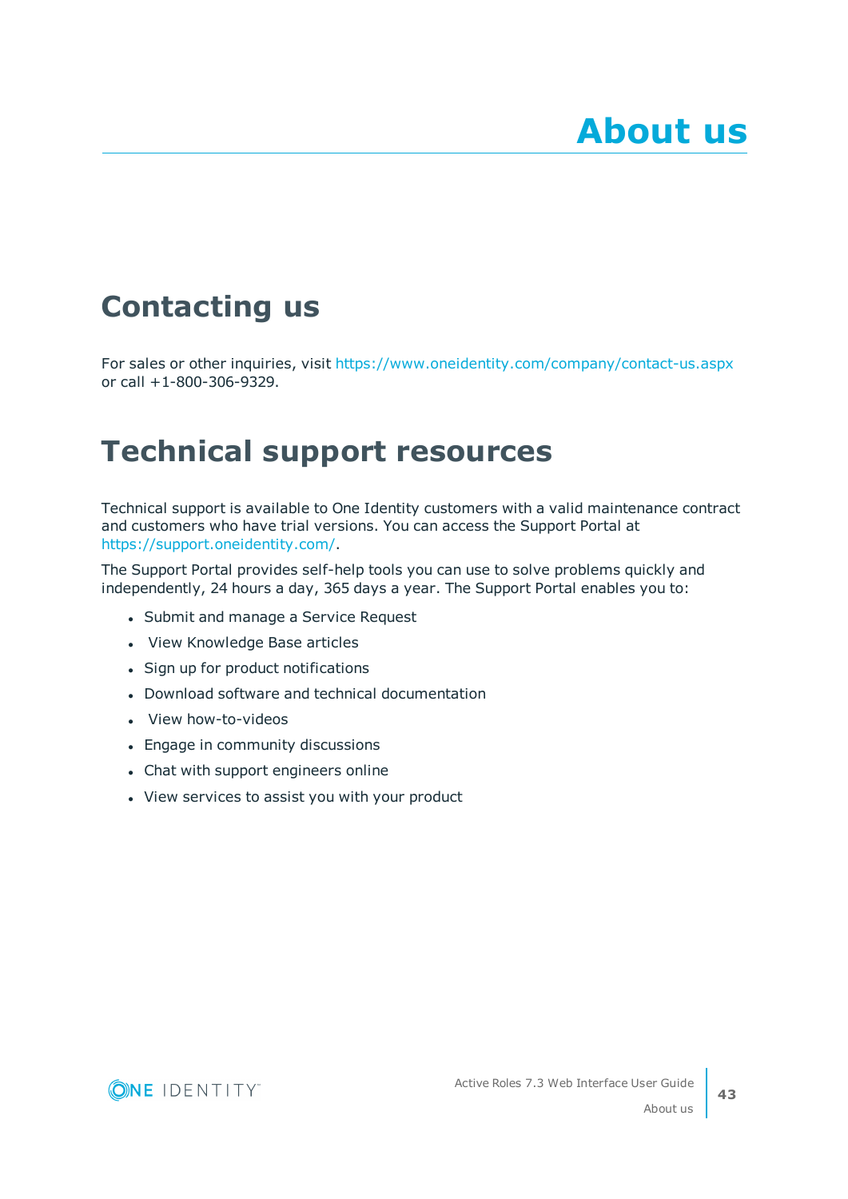# About us

## Contacting us

For sales or other inquiries, visit https://www.oneidentity.com/company/contact-us.aspx or call +1-800-306-9329.

## Technical support resources

Technical support is available to One Identity customers with a valid maintenance contract and customers who have trial versions. You can access the Support Portal at https://support.oneidentity.com/.

The Support Portal provides self-help tools you can use to solve problems quickly and independently, 24 hours a day, 365 days a year. The Support Portal enables you to:

- Submit and manage a Service Request
- View Knowledge Base articles
- Sign up for product notifications
- Download software and technical documentation
- View how-to-videos
- Engage in community discussions
- Chat with support engineers online
- View services to assist you with your product